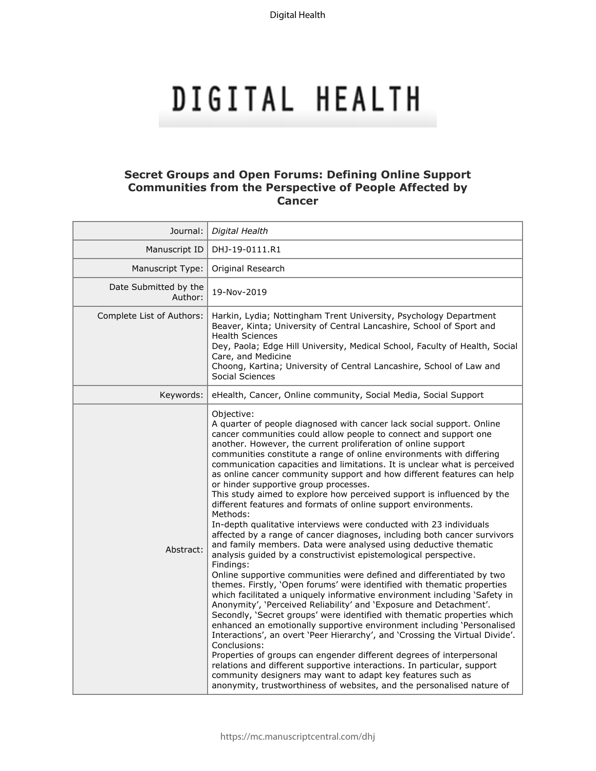# DIGITAL HEALTH

## Secret Groups and Open Forums: Defining Online Support Communities from the Perspective of People Affected by Cancer

| | |
|---|---|
| Journal: | *Digital Health* |
| Manuscript ID | DHJ-19-0111.R1 |
| Manuscript Type: | Original Research |
| Date Submitted by the Author: | 19-Nov-2019 |
| Complete List of Authors: | Harkin, Lydia; Nottingham Trent University, Psychology Department<br>Beaver, Kinta; University of Central Lancashire, School of Sport and Health Sciences<br>Dey, Paola; Edge Hill University, Medical School, Faculty of Health, Social Care, and Medicine<br>Choong, Kartina; University of Central Lancashire, School of Law and Social Sciences |
| Keywords: | eHealth, Cancer, Online community, Social Media, Social Support |
| Abstract: | Objective:<br>A quarter of people diagnosed with cancer lack social support. Online cancer communities could allow people to connect and support one another. However, the current proliferation of online support communities constitute a range of online environments with differing communication capacities and limitations. It is unclear what is perceived as online cancer community support and how different features can help or hinder supportive group processes.<br>This study aimed to explore how perceived support is influenced by the different features and formats of online support environments.<br>Methods:<br>In-depth qualitative interviews were conducted with 23 individuals affected by a range of cancer diagnoses, including both cancer survivors and family members. Data were analysed using deductive thematic analysis guided by a constructivist epistemological perspective.<br>Findings:<br>Online supportive communities were defined and differentiated by two themes. Firstly, 'Open forums' were identified with thematic properties which facilitated a uniquely informative environment including 'Safety in Anonymity', 'Perceived Reliability' and 'Exposure and Detachment'. Secondly, 'Secret groups' were identified with thematic properties which enhanced an emotionally supportive environment including 'Personalised Interactions', an overt 'Peer Hierarchy', and 'Crossing the Virtual Divide'.<br>Conclusions:<br>Properties of groups can engender different degrees of interpersonal relations and different supportive interactions. In particular, support community designers may want to adapt key features such as anonymity, trustworthiness of websites, and the personalised nature of |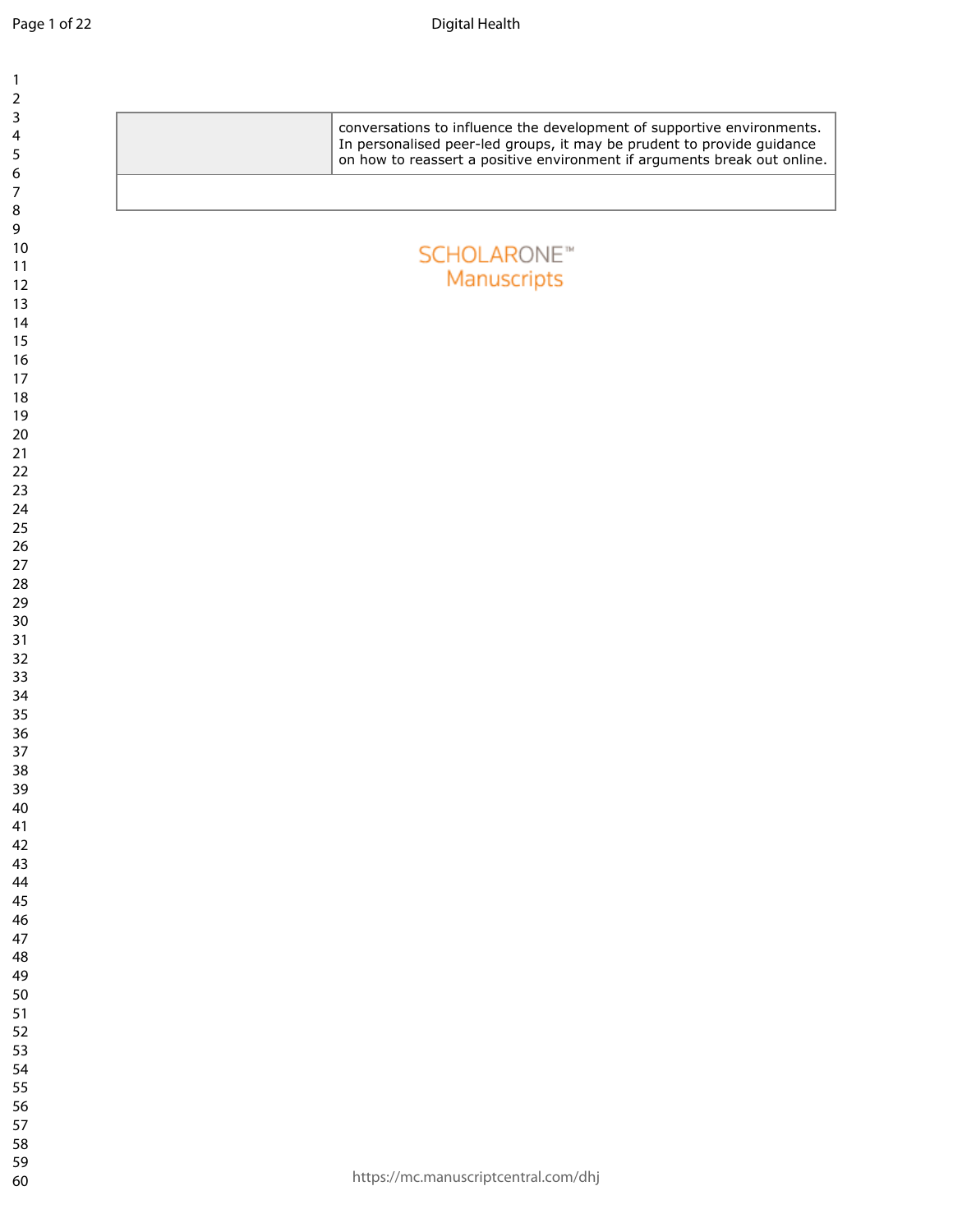| | |
|---|---|
| | conversations to influence the development of supportive environments. In personalised peer-led groups, it may be prudent to provide guidance on how to reassert a positive environment if arguments break out online. |
| | |

SCHOLARONE™
Manuscripts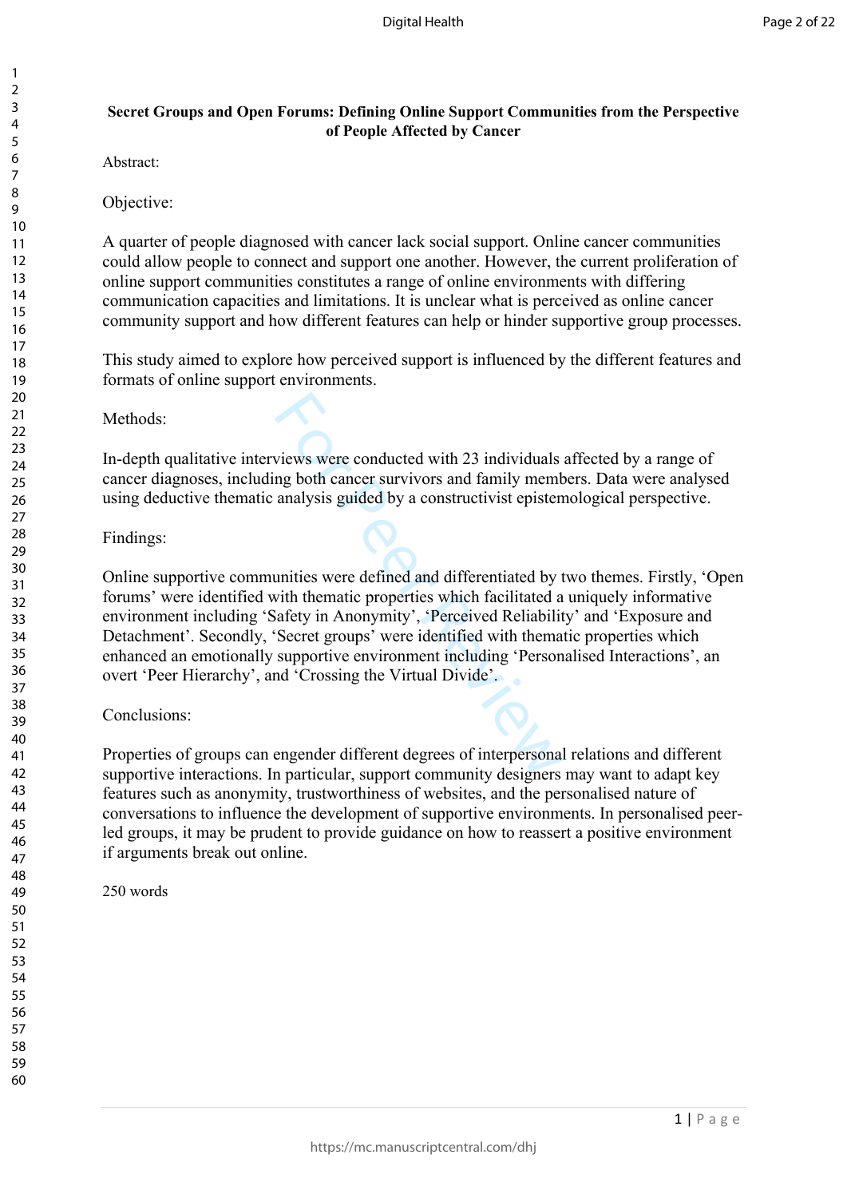**Secret Groups and Open Forums: Defining Online Support Communities from the Perspective of People Affected by Cancer**

Abstract:

Objective:

A quarter of people diagnosed with cancer lack social support. Online cancer communities could allow people to connect and support one another. However, the current proliferation of online support communities constitutes a range of online environments with differing communication capacities and limitations. It is unclear what is perceived as online cancer community support and how different features can help or hinder supportive group processes.

This study aimed to explore how perceived support is influenced by the different features and formats of online support environments.

Methods:

In-depth qualitative interviews were conducted with 23 individuals affected by a range of cancer diagnoses, including both cancer survivors and family members. Data were analysed using deductive thematic analysis guided by a constructivist epistemological perspective.

Findings:

Online supportive communities were defined and differentiated by two themes. Firstly, 'Open forums' were identified with thematic properties which facilitated a uniquely informative environment including 'Safety in Anonymity', 'Perceived Reliability' and 'Exposure and Detachment'. Secondly, 'Secret groups' were identified with thematic properties which enhanced an emotionally supportive environment including 'Personalised Interactions', an overt 'Peer Hierarchy', and 'Crossing the Virtual Divide'.

Conclusions:

Properties of groups can engender different degrees of interpersonal relations and different supportive interactions. In particular, support community designers may want to adapt key features such as anonymity, trustworthiness of websites, and the personalised nature of conversations to influence the development of supportive environments. In personalised peer-led groups, it may be prudent to provide guidance on how to reassert a positive environment if arguments break out online.

250 words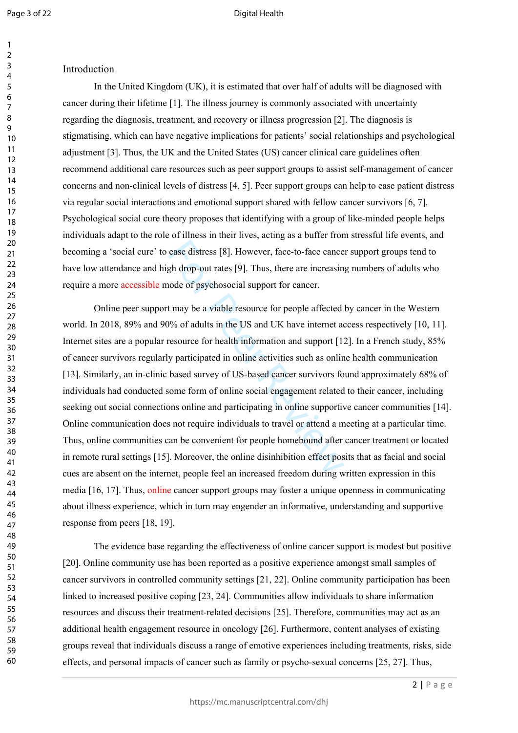## Introduction

In the United Kingdom (UK), it is estimated that over half of adults will be diagnosed with cancer during their lifetime [1]. The illness journey is commonly associated with uncertainty regarding the diagnosis, treatment, and recovery or illness progression [2]. The diagnosis is stigmatising, which can have negative implications for patients' social relationships and psychological adjustment [3]. Thus, the UK and the United States (US) cancer clinical care guidelines often recommend additional care resources such as peer support groups to assist self-management of cancer concerns and non-clinical levels of distress [4, 5]. Peer support groups can help to ease patient distress via regular social interactions and emotional support shared with fellow cancer survivors [6, 7]. Psychological social cure theory proposes that identifying with a group of like-minded people helps individuals adapt to the role of illness in their lives, acting as a buffer from stressful life events, and becoming a 'social cure' to ease distress [8]. However, face-to-face cancer support groups tend to have low attendance and high drop-out rates [9]. Thus, there are increasing numbers of adults who require a more accessible mode of psychosocial support for cancer.

Online peer support may be a viable resource for people affected by cancer in the Western world. In 2018, 89% and 90% of adults in the US and UK have internet access respectively [10, 11]. Internet sites are a popular resource for health information and support [12]. In a French study, 85% of cancer survivors regularly participated in online activities such as online health communication [13]. Similarly, an in-clinic based survey of US-based cancer survivors found approximately 68% of individuals had conducted some form of online social engagement related to their cancer, including seeking out social connections online and participating in online supportive cancer communities [14]. Online communication does not require individuals to travel or attend a meeting at a particular time. Thus, online communities can be convenient for people homebound after cancer treatment or located in remote rural settings [15]. Moreover, the online disinhibition effect posits that as facial and social cues are absent on the internet, people feel an increased freedom during written expression in this media [16, 17]. Thus, online cancer support groups may foster a unique openness in communicating about illness experience, which in turn may engender an informative, understanding and supportive response from peers [18, 19].

The evidence base regarding the effectiveness of online cancer support is modest but positive [20]. Online community use has been reported as a positive experience amongst small samples of cancer survivors in controlled community settings [21, 22]. Online community participation has been linked to increased positive coping [23, 24]. Communities allow individuals to share information resources and discuss their treatment-related decisions [25]. Therefore, communities may act as an additional health engagement resource in oncology [26]. Furthermore, content analyses of existing groups reveal that individuals discuss a range of emotive experiences including treatments, risks, side effects, and personal impacts of cancer such as family or psycho-sexual concerns [25, 27]. Thus,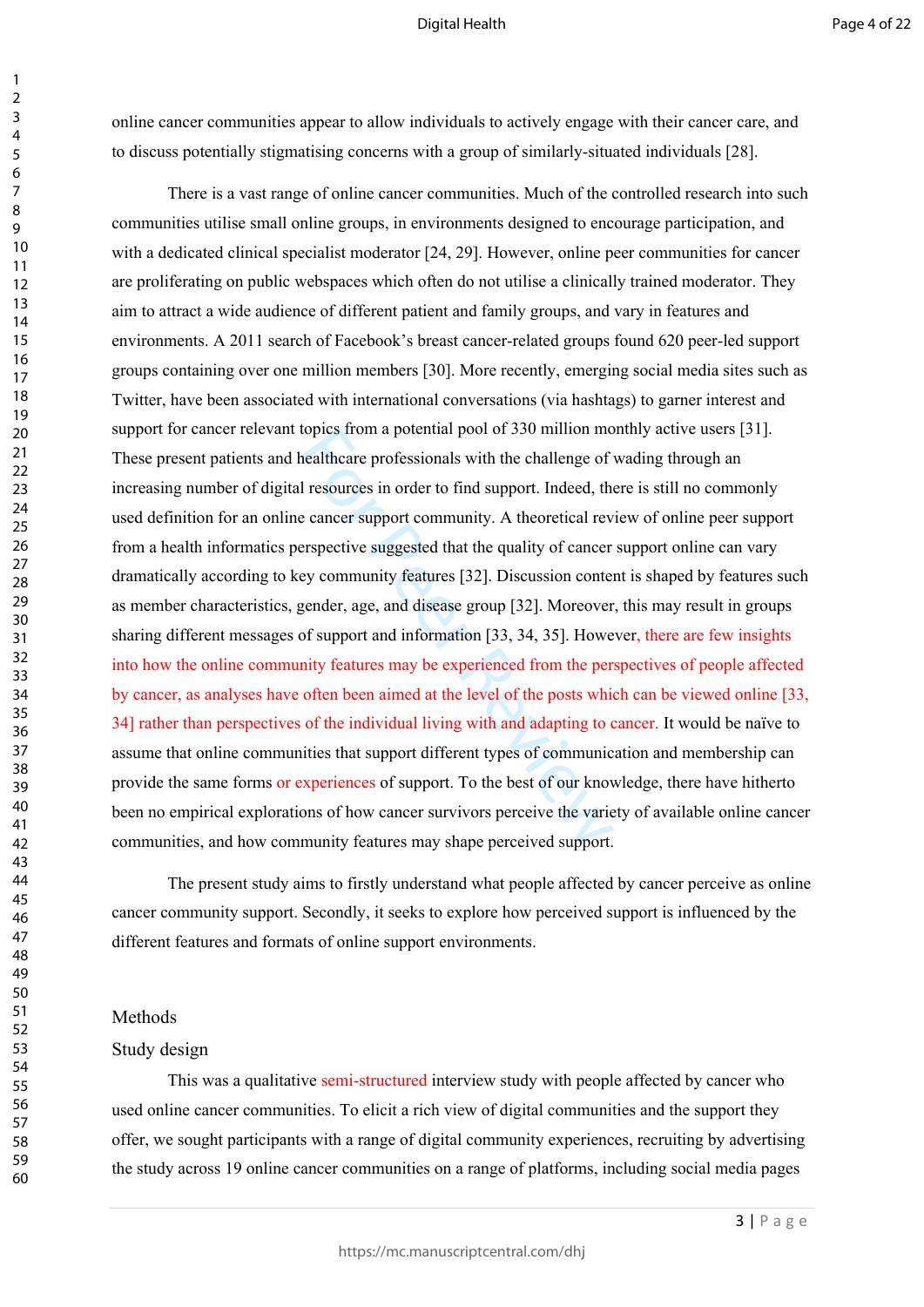online cancer communities appear to allow individuals to actively engage with their cancer care, and to discuss potentially stigmatising concerns with a group of similarly-situated individuals [28].

There is a vast range of online cancer communities. Much of the controlled research into such communities utilise small online groups, in environments designed to encourage participation, and with a dedicated clinical specialist moderator [24, 29]. However, online peer communities for cancer are proliferating on public webspaces which often do not utilise a clinically trained moderator. They aim to attract a wide audience of different patient and family groups, and vary in features and environments. A 2011 search of Facebook's breast cancer-related groups found 620 peer-led support groups containing over one million members [30]. More recently, emerging social media sites such as Twitter, have been associated with international conversations (via hashtags) to garner interest and support for cancer relevant topics from a potential pool of 330 million monthly active users [31]. These present patients and healthcare professionals with the challenge of wading through an increasing number of digital resources in order to find support. Indeed, there is still no commonly used definition for an online cancer support community. A theoretical review of online peer support from a health informatics perspective suggested that the quality of cancer support online can vary dramatically according to key community features [32]. Discussion content is shaped by features such as member characteristics, gender, age, and disease group [32]. Moreover, this may result in groups sharing different messages of support and information [33, 34, 35]. However, there are few insights into how the online community features may be experienced from the perspectives of people affected by cancer, as analyses have often been aimed at the level of the posts which can be viewed online [33, 34] rather than perspectives of the individual living with and adapting to cancer. It would be naïve to assume that online communities that support different types of communication and membership can provide the same forms or experiences of support. To the best of our knowledge, there have hitherto been no empirical explorations of how cancer survivors perceive the variety of available online cancer communities, and how community features may shape perceived support.

The present study aims to firstly understand what people affected by cancer perceive as online cancer community support. Secondly, it seeks to explore how perceived support is influenced by the different features and formats of online support environments.

## Methods

### Study design

This was a qualitative semi-structured interview study with people affected by cancer who used online cancer communities. To elicit a rich view of digital communities and the support they offer, we sought participants with a range of digital community experiences, recruiting by advertising the study across 19 online cancer communities on a range of platforms, including social media pages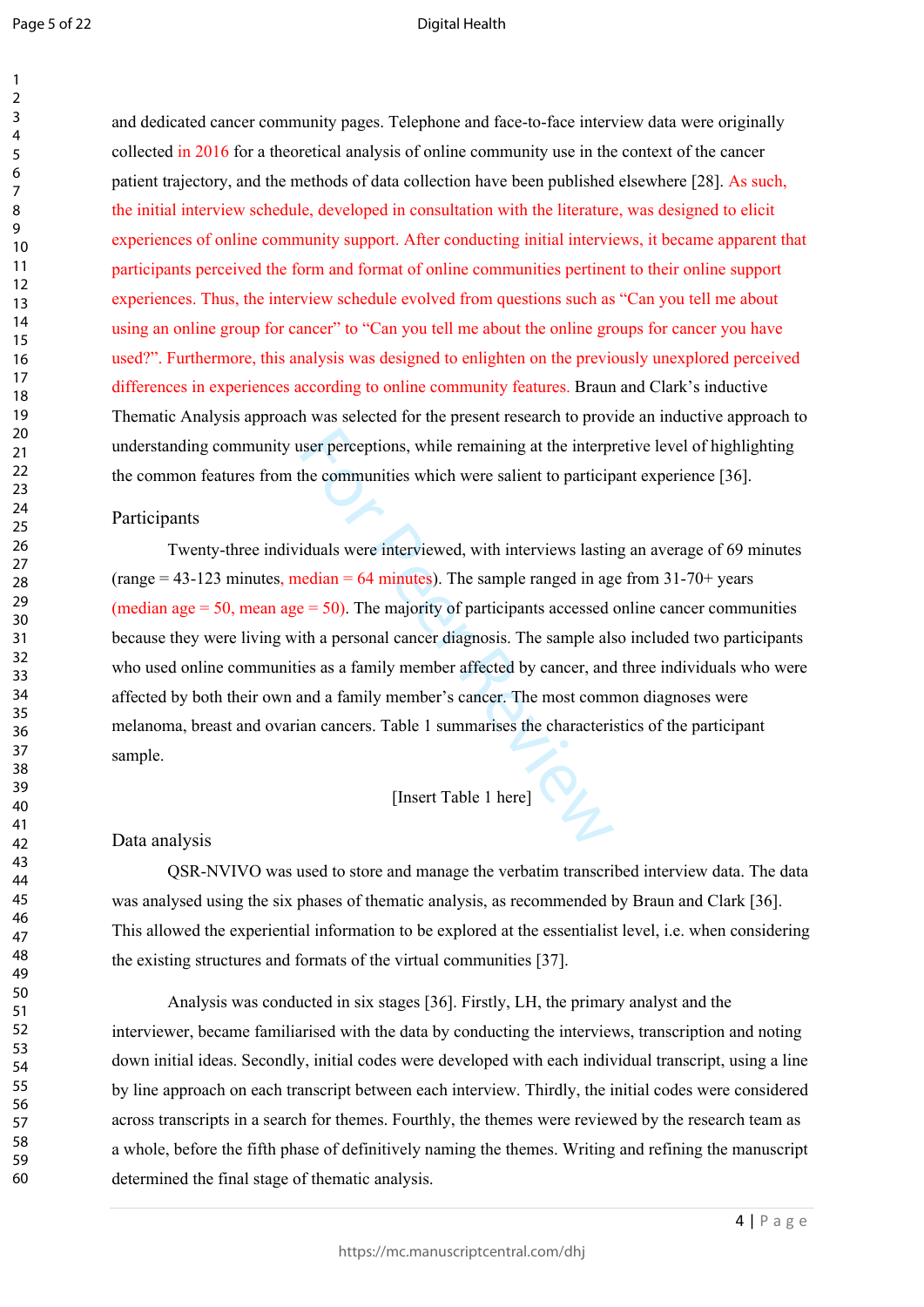and dedicated cancer community pages. Telephone and face-to-face interview data were originally collected in 2016 for a theoretical analysis of online community use in the context of the cancer patient trajectory, and the methods of data collection have been published elsewhere [28]. As such, the initial interview schedule, developed in consultation with the literature, was designed to elicit experiences of online community support. After conducting initial interviews, it became apparent that participants perceived the form and format of online communities pertinent to their online support experiences. Thus, the interview schedule evolved from questions such as "Can you tell me about using an online group for cancer" to "Can you tell me about the online groups for cancer you have used?". Furthermore, this analysis was designed to enlighten on the previously unexplored perceived differences in experiences according to online community features. Braun and Clark's inductive Thematic Analysis approach was selected for the present research to provide an inductive approach to understanding community user perceptions, while remaining at the interpretive level of highlighting the common features from the communities which were salient to participant experience [36].

## Participants

Twenty-three individuals were interviewed, with interviews lasting an average of 69 minutes (range = 43-123 minutes, median = 64 minutes). The sample ranged in age from 31-70+ years (median age = 50, mean age = 50). The majority of participants accessed online cancer communities because they were living with a personal cancer diagnosis. The sample also included two participants who used online communities as a family member affected by cancer, and three individuals who were affected by both their own and a family member's cancer. The most common diagnoses were melanoma, breast and ovarian cancers. Table 1 summarises the characteristics of the participant sample.

[Insert Table 1 here]

## Data analysis

QSR-NVIVO was used to store and manage the verbatim transcribed interview data. The data was analysed using the six phases of thematic analysis, as recommended by Braun and Clark [36]. This allowed the experiential information to be explored at the essentialist level, i.e. when considering the existing structures and formats of the virtual communities [37].

Analysis was conducted in six stages [36]. Firstly, LH, the primary analyst and the interviewer, became familiarised with the data by conducting the interviews, transcription and noting down initial ideas. Secondly, initial codes were developed with each individual transcript, using a line by line approach on each transcript between each interview. Thirdly, the initial codes were considered across transcripts in a search for themes. Fourthly, the themes were reviewed by the research team as a whole, before the fifth phase of definitively naming the themes. Writing and refining the manuscript determined the final stage of thematic analysis.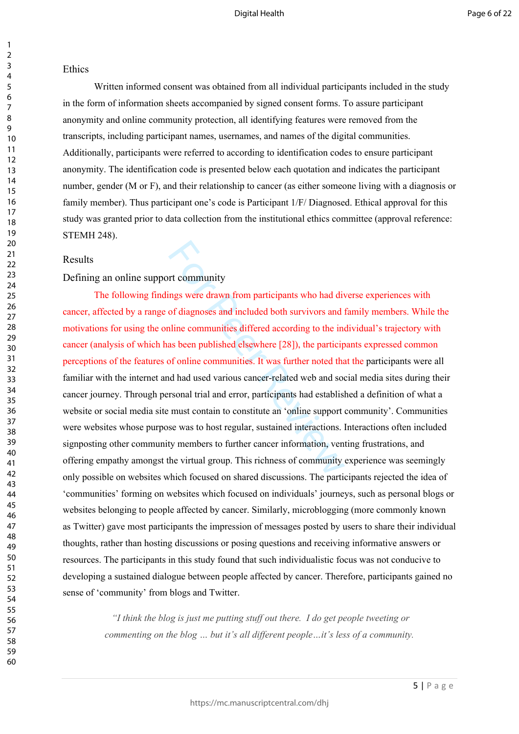## Ethics

Written informed consent was obtained from all individual participants included in the study in the form of information sheets accompanied by signed consent forms. To assure participant anonymity and online community protection, all identifying features were removed from the transcripts, including participant names, usernames, and names of the digital communities. Additionally, participants were referred to according to identification codes to ensure participant anonymity. The identification code is presented below each quotation and indicates the participant number, gender (M or F), and their relationship to cancer (as either someone living with a diagnosis or family member). Thus participant one's code is Participant 1/F/ Diagnosed. Ethical approval for this study was granted prior to data collection from the institutional ethics committee (approval reference: STEMH 248).

## Results

### Defining an online support community

The following findings were drawn from participants who had diverse experiences with cancer, affected by a range of diagnoses and included both survivors and family members. While the motivations for using the online communities differed according to the individual's trajectory with cancer (analysis of which has been published elsewhere [28]), the participants expressed common perceptions of the features of online communities. It was further noted that the participants were all familiar with the internet and had used various cancer-related web and social media sites during their cancer journey. Through personal trial and error, participants had established a definition of what a website or social media site must contain to constitute an 'online support community'. Communities were websites whose purpose was to host regular, sustained interactions. Interactions often included signposting other community members to further cancer information, venting frustrations, and offering empathy amongst the virtual group. This richness of community experience was seemingly only possible on websites which focused on shared discussions. The participants rejected the idea of 'communities' forming on websites which focused on individuals' journeys, such as personal blogs or websites belonging to people affected by cancer. Similarly, microblogging (more commonly known as Twitter) gave most participants the impression of messages posted by users to share their individual thoughts, rather than hosting discussions or posing questions and receiving informative answers or resources. The participants in this study found that such individualistic focus was not conducive to developing a sustained dialogue between people affected by cancer. Therefore, participants gained no sense of 'community' from blogs and Twitter.

> *"I think the blog is just me putting stuff out there. I do get people tweeting or commenting on the blog … but it's all different people…it's less of a community.*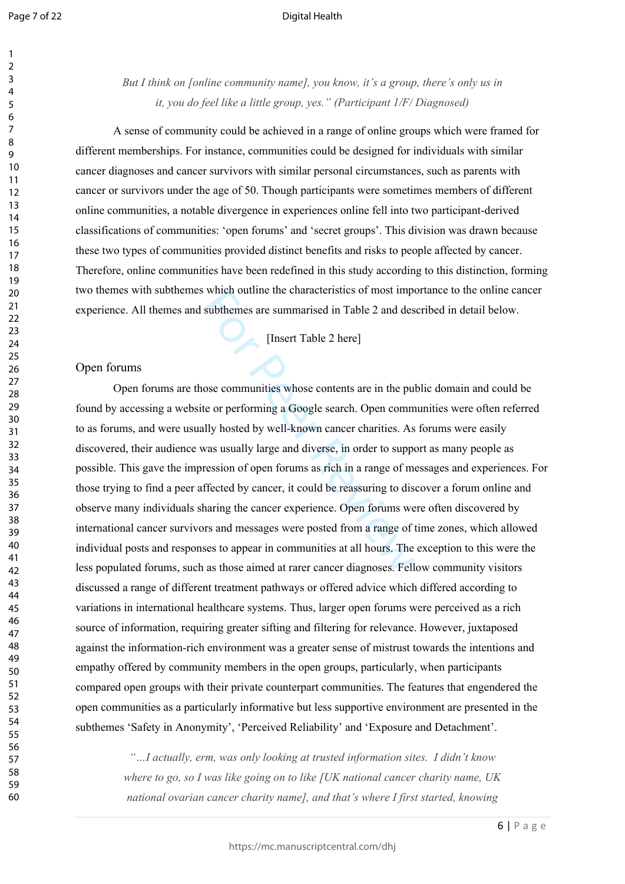*But I think on [online community name], you know, it's a group, there's only us in it, you do feel like a little group, yes." (Participant 1/F/ Diagnosed)*

A sense of community could be achieved in a range of online groups which were framed for different memberships. For instance, communities could be designed for individuals with similar cancer diagnoses and cancer survivors with similar personal circumstances, such as parents with cancer or survivors under the age of 50. Though participants were sometimes members of different online communities, a notable divergence in experiences online fell into two participant-derived classifications of communities: 'open forums' and 'secret groups'. This division was drawn because these two types of communities provided distinct benefits and risks to people affected by cancer. Therefore, online communities have been redefined in this study according to this distinction, forming two themes with subthemes which outline the characteristics of most importance to the online cancer experience. All themes and subthemes are summarised in Table 2 and described in detail below.

[Insert Table 2 here]

## Open forums

Open forums are those communities whose contents are in the public domain and could be found by accessing a website or performing a Google search. Open communities were often referred to as forums, and were usually hosted by well-known cancer charities. As forums were easily discovered, their audience was usually large and diverse, in order to support as many people as possible. This gave the impression of open forums as rich in a range of messages and experiences. For those trying to find a peer affected by cancer, it could be reassuring to discover a forum online and observe many individuals sharing the cancer experience. Open forums were often discovered by international cancer survivors and messages were posted from a range of time zones, which allowed individual posts and responses to appear in communities at all hours. The exception to this were the less populated forums, such as those aimed at rarer cancer diagnoses. Fellow community visitors discussed a range of different treatment pathways or offered advice which differed according to variations in international healthcare systems. Thus, larger open forums were perceived as a rich source of information, requiring greater sifting and filtering for relevance. However, juxtaposed against the information-rich environment was a greater sense of mistrust towards the intentions and empathy offered by community members in the open groups, particularly, when participants compared open groups with their private counterpart communities. The features that engendered the open communities as a particularly informative but less supportive environment are presented in the subthemes 'Safety in Anonymity', 'Perceived Reliability' and 'Exposure and Detachment'.

*"...I actually, erm, was only looking at trusted information sites. I didn't know where to go, so I was like going on to like [UK national cancer charity name, UK national ovarian cancer charity name], and that's where I first started, knowing*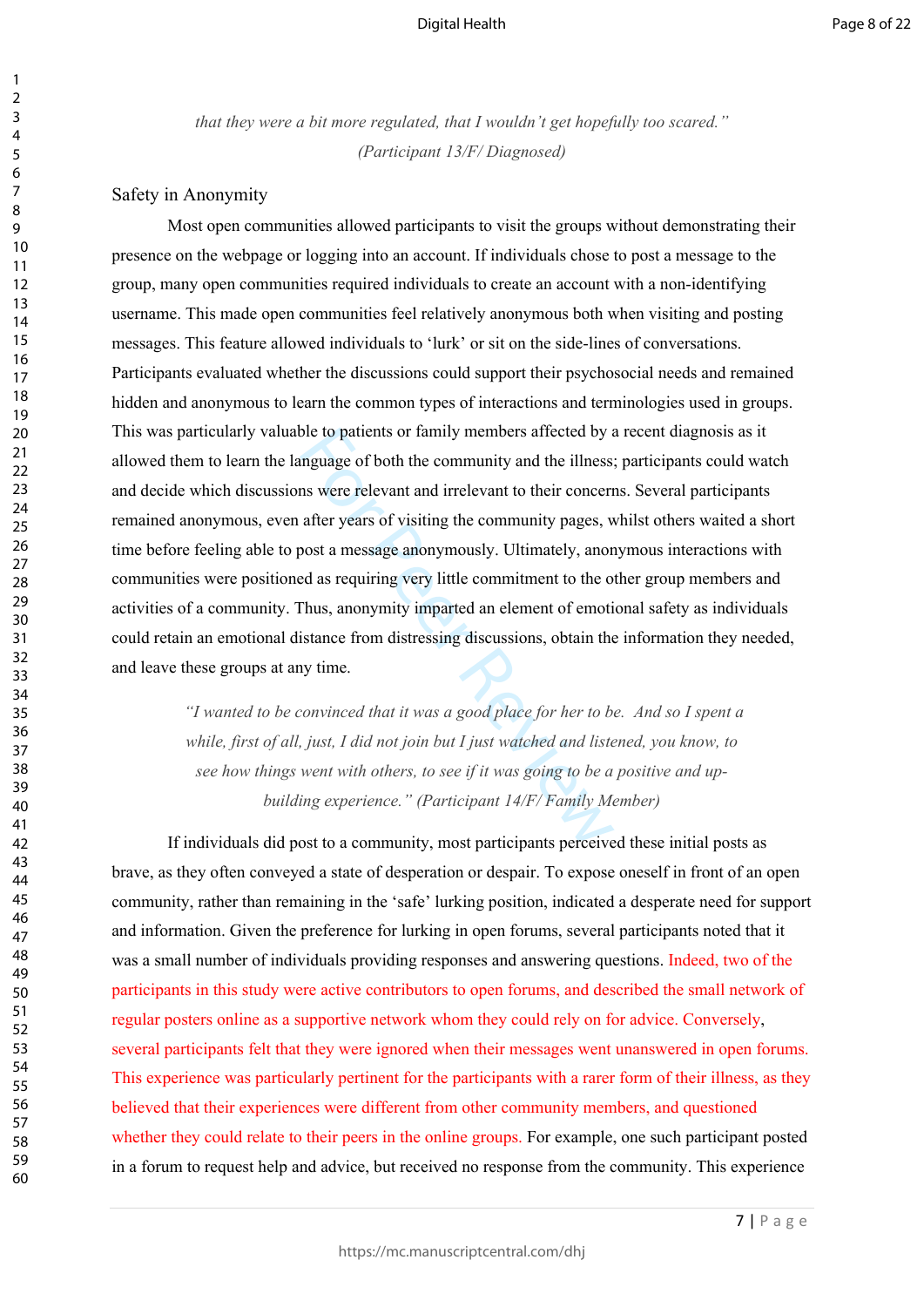*that they were a bit more regulated, that I wouldn't get hopefully too scared."*
*(Participant 13/F/ Diagnosed)*

## Safety in Anonymity

Most open communities allowed participants to visit the groups without demonstrating their presence on the webpage or logging into an account. If individuals chose to post a message to the group, many open communities required individuals to create an account with a non-identifying username. This made open communities feel relatively anonymous both when visiting and posting messages. This feature allowed individuals to 'lurk' or sit on the side-lines of conversations. Participants evaluated whether the discussions could support their psychosocial needs and remained hidden and anonymous to learn the common types of interactions and terminologies used in groups. This was particularly valuable to patients or family members affected by a recent diagnosis as it allowed them to learn the language of both the community and the illness; participants could watch and decide which discussions were relevant and irrelevant to their concerns. Several participants remained anonymous, even after years of visiting the community pages, whilst others waited a short time before feeling able to post a message anonymously. Ultimately, anonymous interactions with communities were positioned as requiring very little commitment to the other group members and activities of a community. Thus, anonymity imparted an element of emotional safety as individuals could retain an emotional distance from distressing discussions, obtain the information they needed, and leave these groups at any time.

> *"I wanted to be convinced that it was a good place for her to be. And so I spent a while, first of all, just, I did not join but I just watched and listened, you know, to see how things went with others, to see if it was going to be a positive and up-building experience." (Participant 14/F/ Family Member)*

If individuals did post to a community, most participants perceived these initial posts as brave, as they often conveyed a state of desperation or despair. To expose oneself in front of an open community, rather than remaining in the 'safe' lurking position, indicated a desperate need for support and information. Given the preference for lurking in open forums, several participants noted that it was a small number of individuals providing responses and answering questions. Indeed, two of the participants in this study were active contributors to open forums, and described the small network of regular posters online as a supportive network whom they could rely on for advice. Conversely, several participants felt that they were ignored when their messages went unanswered in open forums. This experience was particularly pertinent for the participants with a rarer form of their illness, as they believed that their experiences were different from other community members, and questioned whether they could relate to their peers in the online groups. For example, one such participant posted in a forum to request help and advice, but received no response from the community. This experience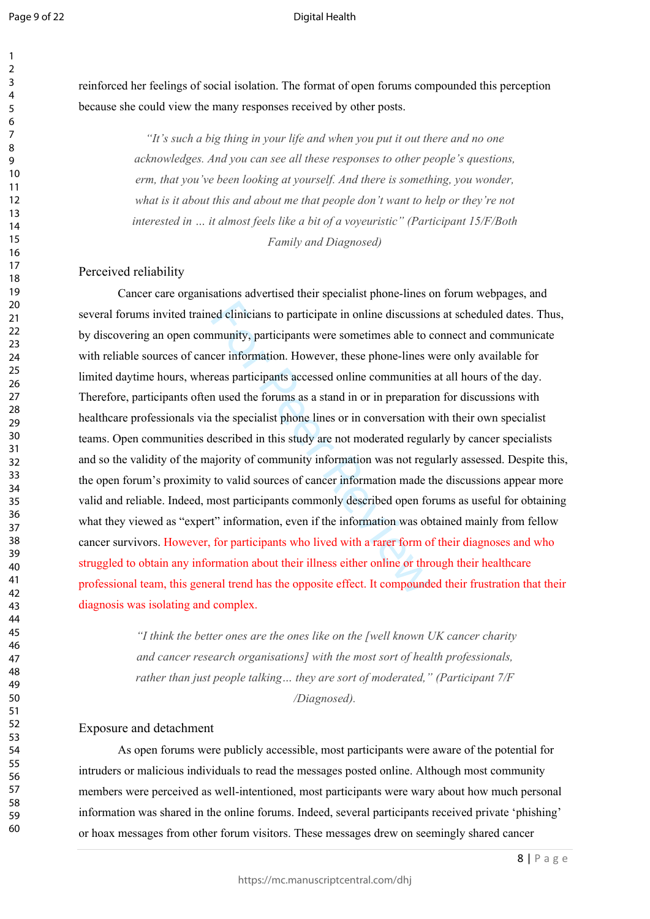reinforced her feelings of social isolation. The format of open forums compounded this perception because she could view the many responses received by other posts.

> *"It's such a big thing in your life and when you put it out there and no one acknowledges. And you can see all these responses to other people's questions, erm, that you've been looking at yourself. And there is something, you wonder, what is it about this and about me that people don't want to help or they're not interested in … it almost feels like a bit of a voyeuristic" (Participant 15/F/Both Family and Diagnosed)*

## Perceived reliability

Cancer care organisations advertised their specialist phone-lines on forum webpages, and several forums invited trained clinicians to participate in online discussions at scheduled dates. Thus, by discovering an open community, participants were sometimes able to connect and communicate with reliable sources of cancer information. However, these phone-lines were only available for limited daytime hours, whereas participants accessed online communities at all hours of the day. Therefore, participants often used the forums as a stand in or in preparation for discussions with healthcare professionals via the specialist phone lines or in conversation with their own specialist teams. Open communities described in this study are not moderated regularly by cancer specialists and so the validity of the majority of community information was not regularly assessed. Despite this, the open forum's proximity to valid sources of cancer information made the discussions appear more valid and reliable. Indeed, most participants commonly described open forums as useful for obtaining what they viewed as "expert" information, even if the information was obtained mainly from fellow cancer survivors. However, for participants who lived with a rarer form of their diagnoses and who struggled to obtain any information about their illness either online or through their healthcare professional team, this general trend has the opposite effect. It compounded their frustration that their diagnosis was isolating and complex.

> *"I think the better ones are the ones like on the [well known UK cancer charity and cancer research organisations] with the most sort of health professionals, rather than just people talking… they are sort of moderated," (Participant 7/F /Diagnosed).*

## Exposure and detachment

As open forums were publicly accessible, most participants were aware of the potential for intruders or malicious individuals to read the messages posted online. Although most community members were perceived as well-intentioned, most participants were wary about how much personal information was shared in the online forums. Indeed, several participants received private 'phishing' or hoax messages from other forum visitors. These messages drew on seemingly shared cancer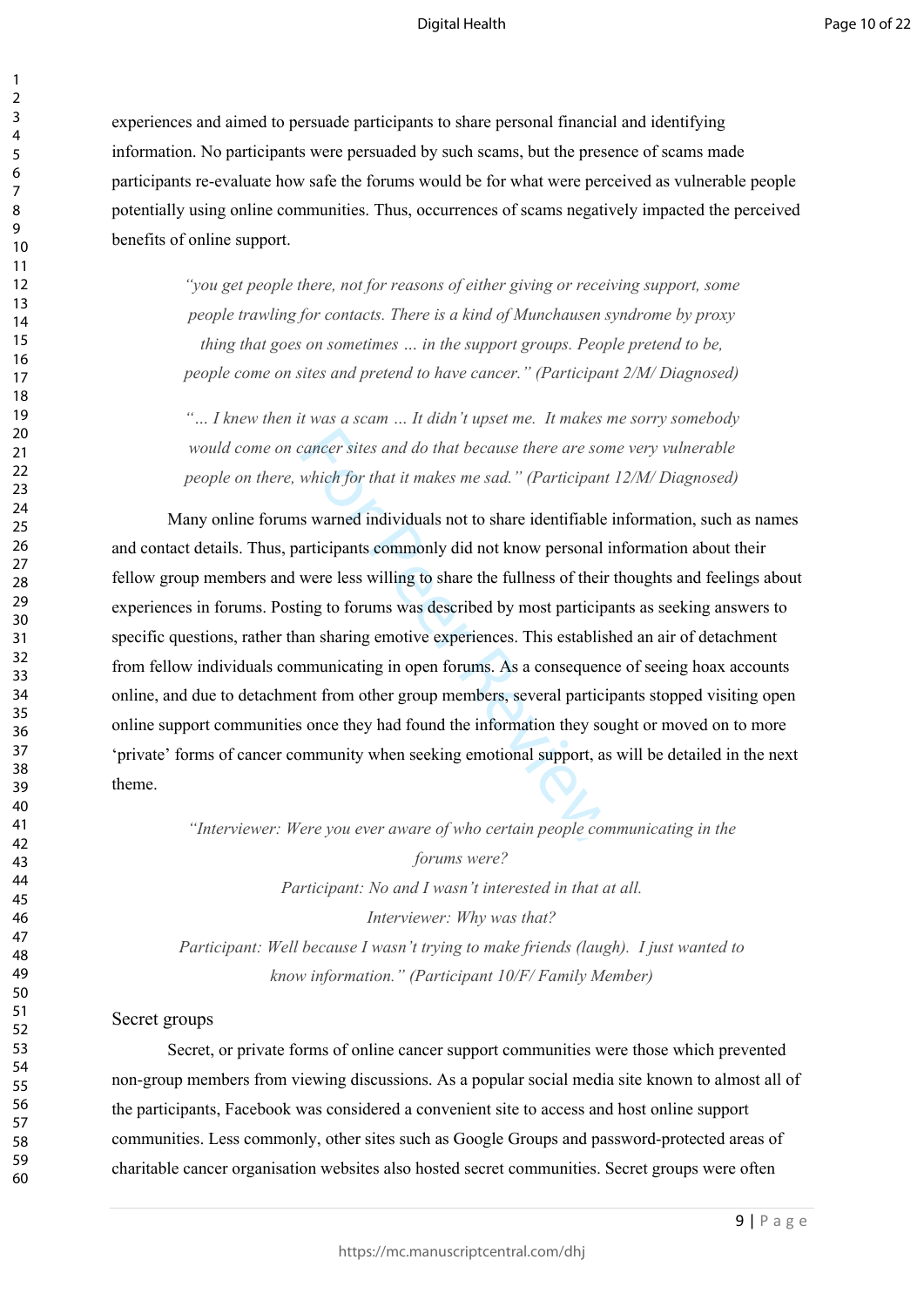experiences and aimed to persuade participants to share personal financial and identifying information. No participants were persuaded by such scams, but the presence of scams made participants re-evaluate how safe the forums would be for what were perceived as vulnerable people potentially using online communities. Thus, occurrences of scams negatively impacted the perceived benefits of online support.

> *"you get people there, not for reasons of either giving or receiving support, some people trawling for contacts. There is a kind of Munchausen syndrome by proxy thing that goes on sometimes … in the support groups. People pretend to be, people come on sites and pretend to have cancer." (Participant 2/M/ Diagnosed)*

> *"… I knew then it was a scam … It didn't upset me. It makes me sorry somebody would come on cancer sites and do that because there are some very vulnerable people on there, which for that it makes me sad." (Participant 12/M/ Diagnosed)*

Many online forums warned individuals not to share identifiable information, such as names and contact details. Thus, participants commonly did not know personal information about their fellow group members and were less willing to share the fullness of their thoughts and feelings about experiences in forums. Posting to forums was described by most participants as seeking answers to specific questions, rather than sharing emotive experiences. This established an air of detachment from fellow individuals communicating in open forums. As a consequence of seeing hoax accounts online, and due to detachment from other group members, several participants stopped visiting open online support communities once they had found the information they sought or moved on to more 'private' forms of cancer community when seeking emotional support, as will be detailed in the next theme.

> *"Interviewer: Were you ever aware of who certain people communicating in the forums were?*
> *Participant: No and I wasn't interested in that at all.*
> *Interviewer: Why was that?*
> *Participant: Well because I wasn't trying to make friends (laugh). I just wanted to know information." (Participant 10/F/ Family Member)*

### Secret groups

Secret, or private forms of online cancer support communities were those which prevented non-group members from viewing discussions. As a popular social media site known to almost all of the participants, Facebook was considered a convenient site to access and host online support communities. Less commonly, other sites such as Google Groups and password-protected areas of charitable cancer organisation websites also hosted secret communities. Secret groups were often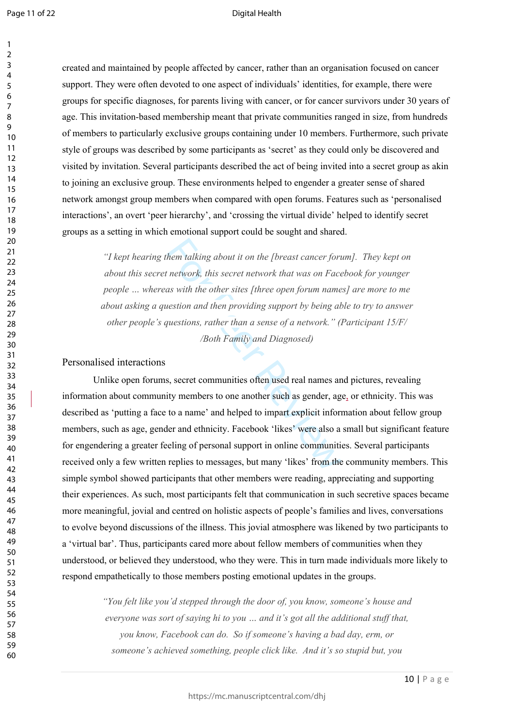created and maintained by people affected by cancer, rather than an organisation focused on cancer support. They were often devoted to one aspect of individuals' identities, for example, there were groups for specific diagnoses, for parents living with cancer, or for cancer survivors under 30 years of age. This invitation-based membership meant that private communities ranged in size, from hundreds of members to particularly exclusive groups containing under 10 members. Furthermore, such private style of groups was described by some participants as 'secret' as they could only be discovered and visited by invitation. Several participants described the act of being invited into a secret group as akin to joining an exclusive group. These environments helped to engender a greater sense of shared network amongst group members when compared with open forums. Features such as 'personalised interactions', an overt 'peer hierarchy', and 'crossing the virtual divide' helped to identify secret groups as a setting in which emotional support could be sought and shared.

> *"I kept hearing them talking about it on the [breast cancer forum]. They kept on about this secret network, this secret network that was on Facebook for younger people … whereas with the other sites [three open forum names] are more to me about asking a question and then providing support by being able to try to answer other people's questions, rather than a sense of a network." (Participant 15/F/ /Both Family and Diagnosed)*

## Personalised interactions

Unlike open forums, secret communities often used real names and pictures, revealing information about community members to one another such as gender, age, or ethnicity. This was described as 'putting a face to a name' and helped to impart explicit information about fellow group members, such as age, gender and ethnicity. Facebook 'likes' were also a small but significant feature for engendering a greater feeling of personal support in online communities. Several participants received only a few written replies to messages, but many 'likes' from the community members. This simple symbol showed participants that other members were reading, appreciating and supporting their experiences. As such, most participants felt that communication in such secretive spaces became more meaningful, jovial and centred on holistic aspects of people's families and lives, conversations to evolve beyond discussions of the illness. This jovial atmosphere was likened by two participants to a 'virtual bar'. Thus, participants cared more about fellow members of communities when they understood, or believed they understood, who they were. This in turn made individuals more likely to respond empathetically to those members posting emotional updates in the groups.

> *"You felt like you'd stepped through the door of, you know, someone's house and everyone was sort of saying hi to you … and it's got all the additional stuff that, you know, Facebook can do. So if someone's having a bad day, erm, or someone's achieved something, people click like. And it's so stupid but, you*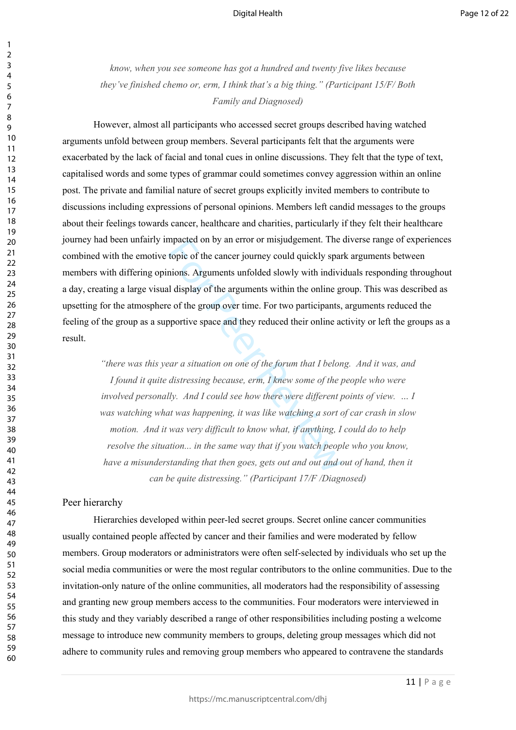*know, when you see someone has got a hundred and twenty five likes because they've finished chemo or, erm, I think that's a big thing." (Participant 15/F/ Both Family and Diagnosed)*

However, almost all participants who accessed secret groups described having watched arguments unfold between group members. Several participants felt that the arguments were exacerbated by the lack of facial and tonal cues in online discussions. They felt that the type of text, capitalised words and some types of grammar could sometimes convey aggression within an online post. The private and familial nature of secret groups explicitly invited members to contribute to discussions including expressions of personal opinions. Members left candid messages to the groups about their feelings towards cancer, healthcare and charities, particularly if they felt their healthcare journey had been unfairly impacted on by an error or misjudgement. The diverse range of experiences combined with the emotive topic of the cancer journey could quickly spark arguments between members with differing opinions. Arguments unfolded slowly with individuals responding throughout a day, creating a large visual display of the arguments within the online group. This was described as upsetting for the atmosphere of the group over time. For two participants, arguments reduced the feeling of the group as a supportive space and they reduced their online activity or left the groups as a result.

*"there was this year a situation on one of the forum that I belong. And it was, and I found it quite distressing because, erm, I knew some of the people who were involved personally. And I could see how there were different points of view. … I was watching what was happening, it was like watching a sort of car crash in slow motion. And it was very difficult to know what, if anything, I could do to help resolve the situation... in the same way that if you watch people who you know, have a misunderstanding that then goes, gets out and out and out of hand, then it can be quite distressing." (Participant 17/F /Diagnosed)*

## Peer hierarchy

Hierarchies developed within peer-led secret groups. Secret online cancer communities usually contained people affected by cancer and their families and were moderated by fellow members. Group moderators or administrators were often self-selected by individuals who set up the social media communities or were the most regular contributors to the online communities. Due to the invitation-only nature of the online communities, all moderators had the responsibility of assessing and granting new group members access to the communities. Four moderators were interviewed in this study and they variably described a range of other responsibilities including posting a welcome message to introduce new community members to groups, deleting group messages which did not adhere to community rules and removing group members who appeared to contravene the standards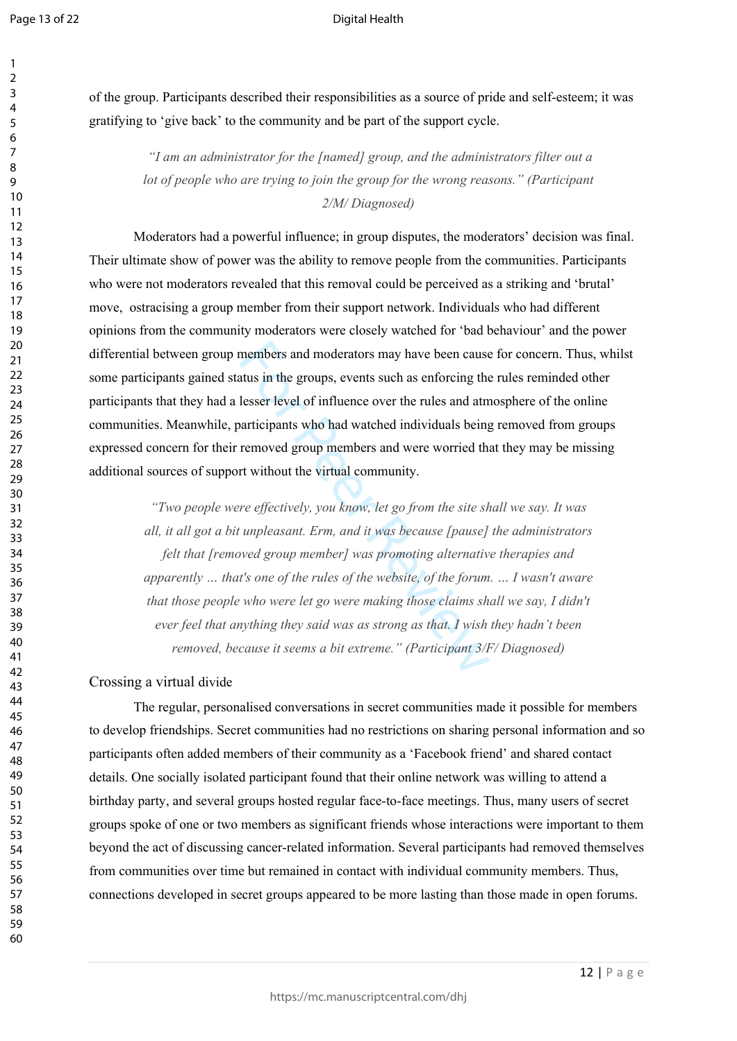of the group. Participants described their responsibilities as a source of pride and self-esteem; it was gratifying to 'give back' to the community and be part of the support cycle.

> *"I am an administrator for the [named] group, and the administrators filter out a lot of people who are trying to join the group for the wrong reasons." (Participant 2/M/ Diagnosed)*

Moderators had a powerful influence; in group disputes, the moderators' decision was final. Their ultimate show of power was the ability to remove people from the communities. Participants who were not moderators revealed that this removal could be perceived as a striking and 'brutal' move, ostracising a group member from their support network. Individuals who had different opinions from the community moderators were closely watched for 'bad behaviour' and the power differential between group members and moderators may have been cause for concern. Thus, whilst some participants gained status in the groups, events such as enforcing the rules reminded other participants that they had a lesser level of influence over the rules and atmosphere of the online communities. Meanwhile, participants who had watched individuals being removed from groups expressed concern for their removed group members and were worried that they may be missing additional sources of support without the virtual community.

> *"Two people were effectively, you know, let go from the site shall we say. It was all, it all got a bit unpleasant. Erm, and it was because [pause] the administrators felt that [removed group member] was promoting alternative therapies and apparently … that's one of the rules of the website, of the forum. … I wasn't aware that those people who were let go were making those claims shall we say, I didn't ever feel that anything they said was as strong as that. I wish they hadn't been removed, because it seems a bit extreme." (Participant 3/F/ Diagnosed)*

## Crossing a virtual divide

The regular, personalised conversations in secret communities made it possible for members to develop friendships. Secret communities had no restrictions on sharing personal information and so participants often added members of their community as a 'Facebook friend' and shared contact details. One socially isolated participant found that their online network was willing to attend a birthday party, and several groups hosted regular face-to-face meetings. Thus, many users of secret groups spoke of one or two members as significant friends whose interactions were important to them beyond the act of discussing cancer-related information. Several participants had removed themselves from communities over time but remained in contact with individual community members. Thus, connections developed in secret groups appeared to be more lasting than those made in open forums.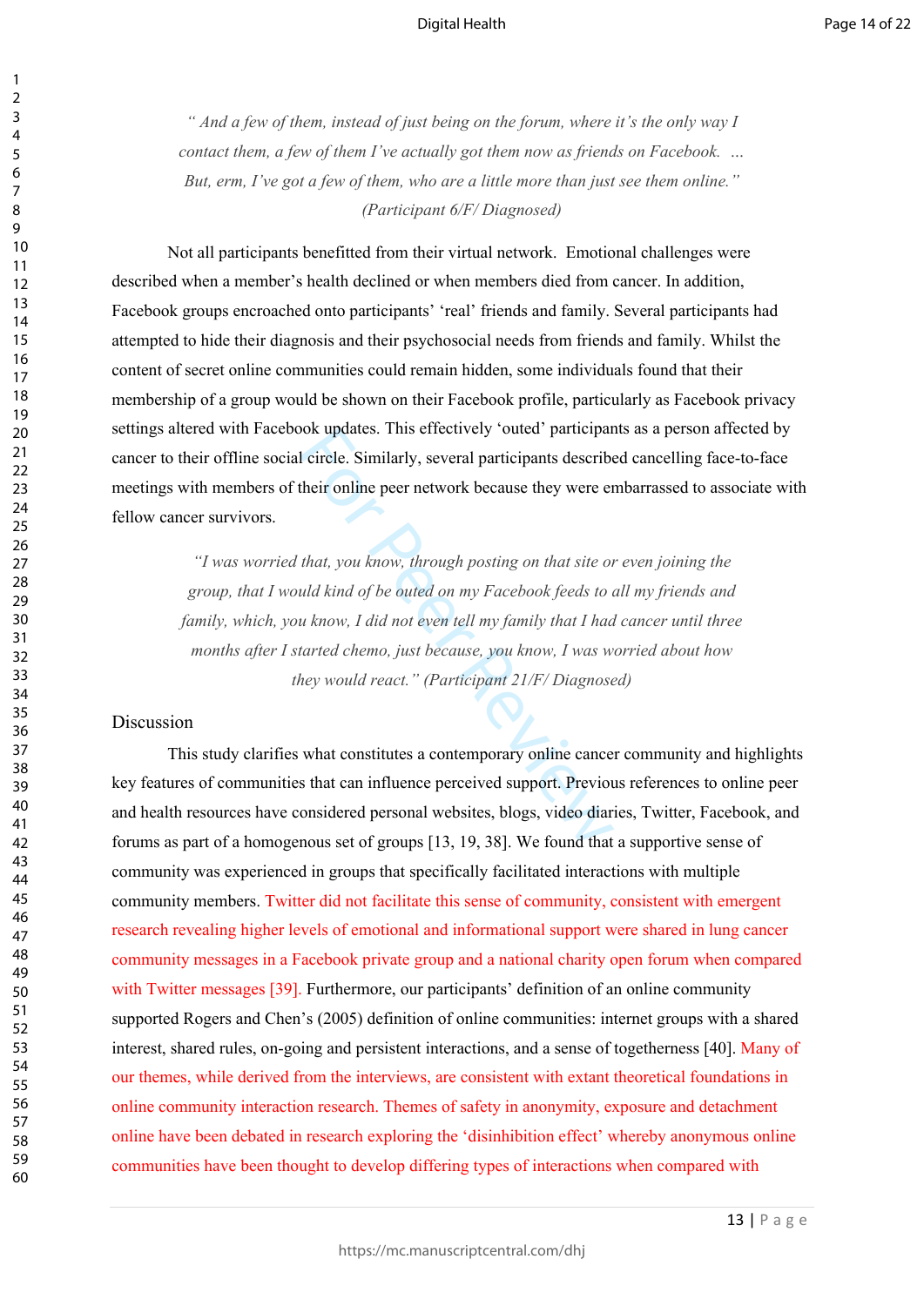*"And a few of them, instead of just being on the forum, where it's the only way I contact them, a few of them I've actually got them now as friends on Facebook. … But, erm, I've got a few of them, who are a little more than just see them online." (Participant 6/F/ Diagnosed)*

Not all participants benefitted from their virtual network. Emotional challenges were described when a member's health declined or when members died from cancer. In addition, Facebook groups encroached onto participants' 'real' friends and family. Several participants had attempted to hide their diagnosis and their psychosocial needs from friends and family. Whilst the content of secret online communities could remain hidden, some individuals found that their membership of a group would be shown on their Facebook profile, particularly as Facebook privacy settings altered with Facebook updates. This effectively 'outed' participants as a person affected by cancer to their offline social circle. Similarly, several participants described cancelling face-to-face meetings with members of their online peer network because they were embarrassed to associate with fellow cancer survivors.

*"I was worried that, you know, through posting on that site or even joining the group, that I would kind of be outed on my Facebook feeds to all my friends and family, which, you know, I did not even tell my family that I had cancer until three months after I started chemo, just because, you know, I was worried about how they would react." (Participant 21/F/ Diagnosed)*

## Discussion

This study clarifies what constitutes a contemporary online cancer community and highlights key features of communities that can influence perceived support. Previous references to online peer and health resources have considered personal websites, blogs, video diaries, Twitter, Facebook, and forums as part of a homogenous set of groups [13, 19, 38]. We found that a supportive sense of community was experienced in groups that specifically facilitated interactions with multiple community members. Twitter did not facilitate this sense of community, consistent with emergent research revealing higher levels of emotional and informational support were shared in lung cancer community messages in a Facebook private group and a national charity open forum when compared with Twitter messages [39]. Furthermore, our participants' definition of an online community supported Rogers and Chen's (2005) definition of online communities: internet groups with a shared interest, shared rules, on-going and persistent interactions, and a sense of togetherness [40]. Many of our themes, while derived from the interviews, are consistent with extant theoretical foundations in online community interaction research. Themes of safety in anonymity, exposure and detachment online have been debated in research exploring the 'disinhibition effect' whereby anonymous online communities have been thought to develop differing types of interactions when compared with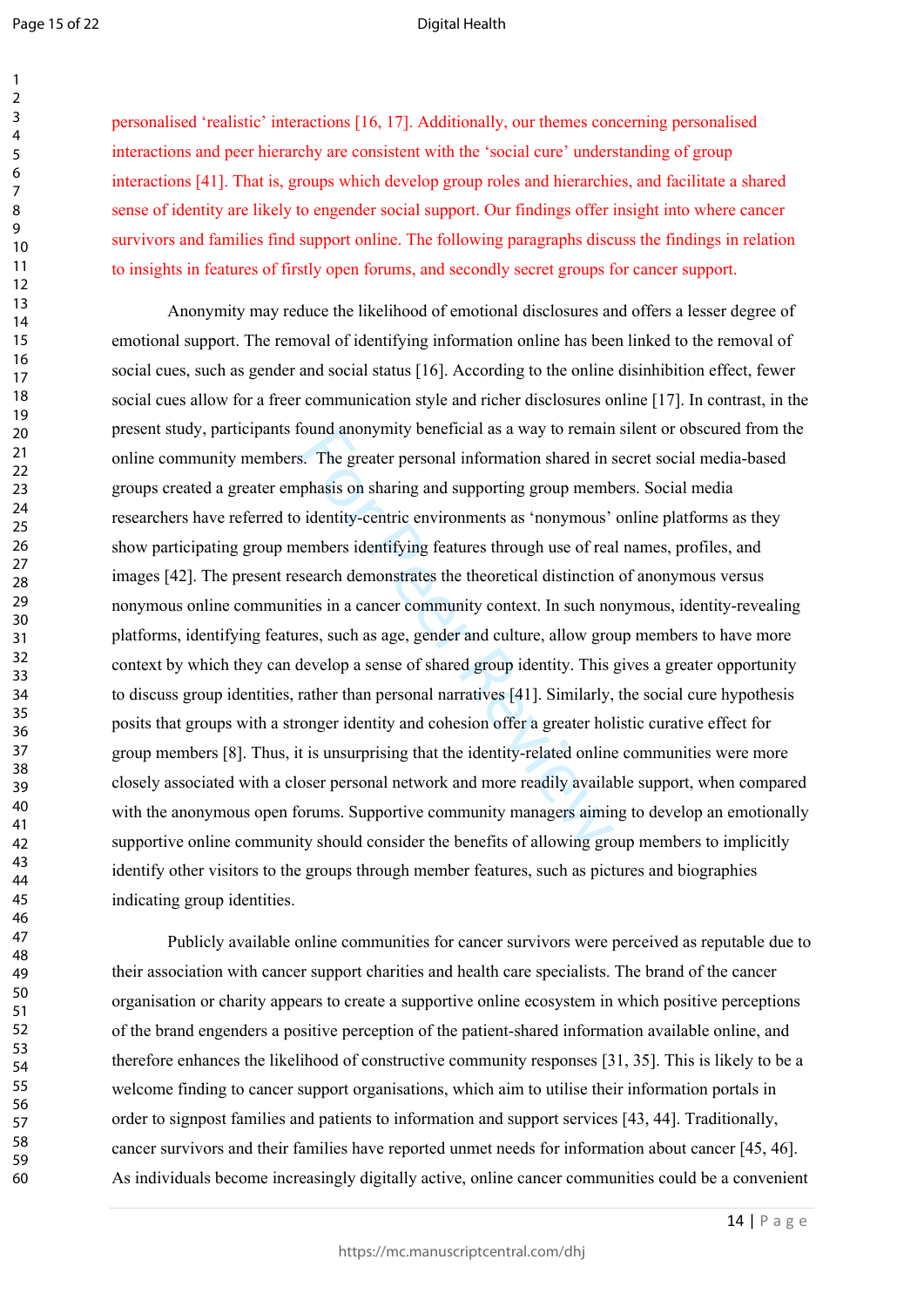personalised ‘realistic’ interactions [16, 17]. Additionally, our themes concerning personalised interactions and peer hierarchy are consistent with the ‘social cure’ understanding of group interactions [41]. That is, groups which develop group roles and hierarchies, and facilitate a shared sense of identity are likely to engender social support. Our findings offer insight into where cancer survivors and families find support online. The following paragraphs discuss the findings in relation to insights in features of firstly open forums, and secondly secret groups for cancer support.

Anonymity may reduce the likelihood of emotional disclosures and offers a lesser degree of emotional support. The removal of identifying information online has been linked to the removal of social cues, such as gender and social status [16]. According to the online disinhibition effect, fewer social cues allow for a freer communication style and richer disclosures online [17]. In contrast, in the present study, participants found anonymity beneficial as a way to remain silent or obscured from the online community members. The greater personal information shared in secret social media-based groups created a greater emphasis on sharing and supporting group members. Social media researchers have referred to identity-centric environments as ‘nonymous’ online platforms as they show participating group members identifying features through use of real names, profiles, and images [42]. The present research demonstrates the theoretical distinction of anonymous versus nonymous online communities in a cancer community context. In such nonymous, identity-revealing platforms, identifying features, such as age, gender and culture, allow group members to have more context by which they can develop a sense of shared group identity. This gives a greater opportunity to discuss group identities, rather than personal narratives [41]. Similarly, the social cure hypothesis posits that groups with a stronger identity and cohesion offer a greater holistic curative effect for group members [8]. Thus, it is unsurprising that the identity-related online communities were more closely associated with a closer personal network and more readily available support, when compared with the anonymous open forums. Supportive community managers aiming to develop an emotionally supportive online community should consider the benefits of allowing group members to implicitly identify other visitors to the groups through member features, such as pictures and biographies indicating group identities.

Publicly available online communities for cancer survivors were perceived as reputable due to their association with cancer support charities and health care specialists. The brand of the cancer organisation or charity appears to create a supportive online ecosystem in which positive perceptions of the brand engenders a positive perception of the patient-shared information available online, and therefore enhances the likelihood of constructive community responses [31, 35]. This is likely to be a welcome finding to cancer support organisations, which aim to utilise their information portals in order to signpost families and patients to information and support services [43, 44]. Traditionally, cancer survivors and their families have reported unmet needs for information about cancer [45, 46]. As individuals become increasingly digitally active, online cancer communities could be a convenient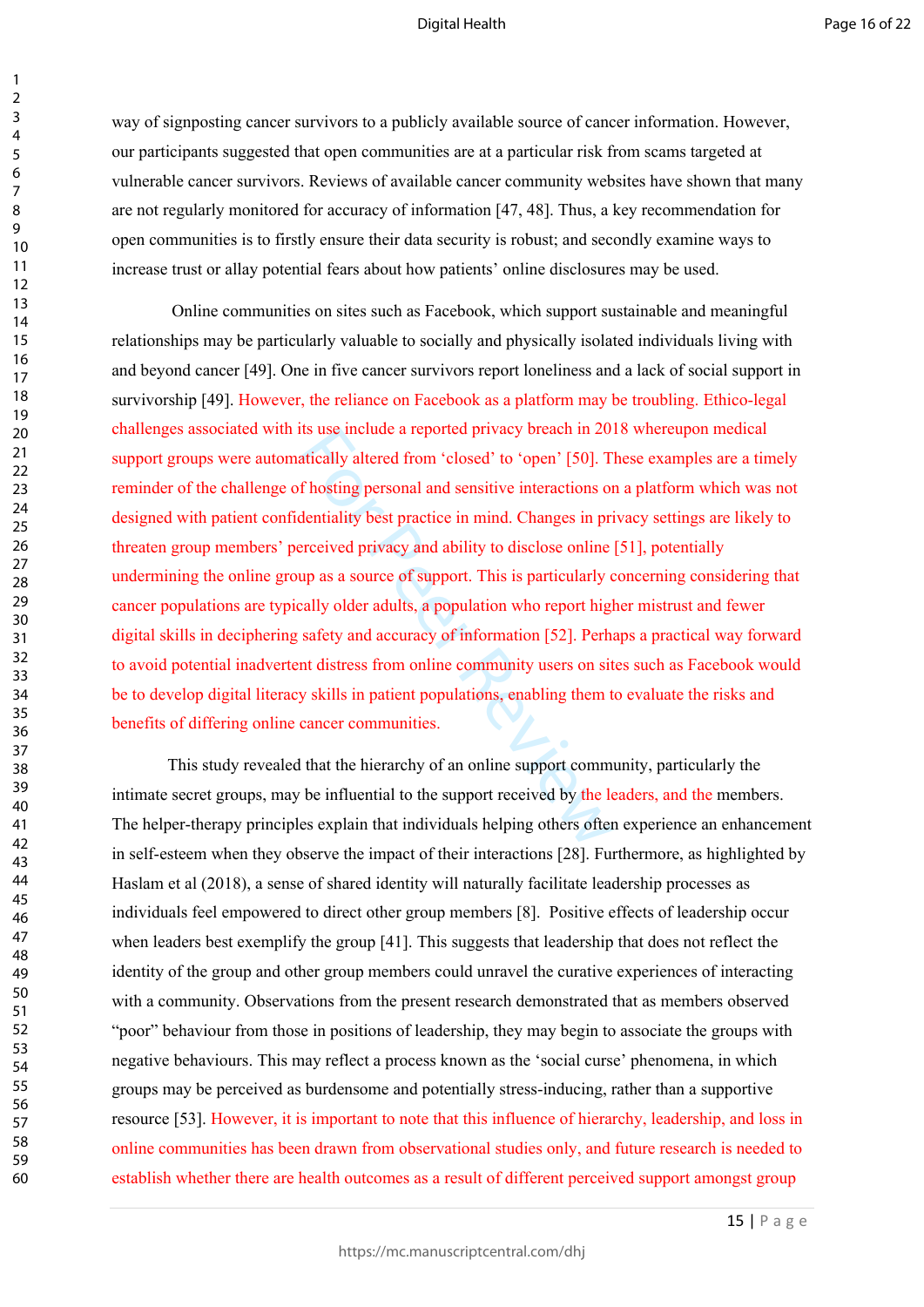way of signposting cancer survivors to a publicly available source of cancer information. However, our participants suggested that open communities are at a particular risk from scams targeted at vulnerable cancer survivors. Reviews of available cancer community websites have shown that many are not regularly monitored for accuracy of information [47, 48]. Thus, a key recommendation for open communities is to firstly ensure their data security is robust; and secondly examine ways to increase trust or allay potential fears about how patients' online disclosures may be used.

Online communities on sites such as Facebook, which support sustainable and meaningful relationships may be particularly valuable to socially and physically isolated individuals living with and beyond cancer [49]. One in five cancer survivors report loneliness and a lack of social support in survivorship [49]. However, the reliance on Facebook as a platform may be troubling. Ethico-legal challenges associated with its use include a reported privacy breach in 2018 whereupon medical support groups were automatically altered from 'closed' to 'open' [50]. These examples are a timely reminder of the challenge of hosting personal and sensitive interactions on a platform which was not designed with patient confidentiality best practice in mind. Changes in privacy settings are likely to threaten group members' perceived privacy and ability to disclose online [51], potentially undermining the online group as a source of support. This is particularly concerning considering that cancer populations are typically older adults, a population who report higher mistrust and fewer digital skills in deciphering safety and accuracy of information [52]. Perhaps a practical way forward to avoid potential inadvertent distress from online community users on sites such as Facebook would be to develop digital literacy skills in patient populations, enabling them to evaluate the risks and benefits of differing online cancer communities.

This study revealed that the hierarchy of an online support community, particularly the intimate secret groups, may be influential to the support received by the leaders, and the members. The helper-therapy principles explain that individuals helping others often experience an enhancement in self-esteem when they observe the impact of their interactions [28]. Furthermore, as highlighted by Haslam et al (2018), a sense of shared identity will naturally facilitate leadership processes as individuals feel empowered to direct other group members [8]. Positive effects of leadership occur when leaders best exemplify the group [41]. This suggests that leadership that does not reflect the identity of the group and other group members could unravel the curative experiences of interacting with a community. Observations from the present research demonstrated that as members observed "poor" behaviour from those in positions of leadership, they may begin to associate the groups with negative behaviours. This may reflect a process known as the 'social curse' phenomena, in which groups may be perceived as burdensome and potentially stress-inducing, rather than a supportive resource [53]. However, it is important to note that this influence of hierarchy, leadership, and loss in online communities has been drawn from observational studies only, and future research is needed to establish whether there are health outcomes as a result of different perceived support amongst group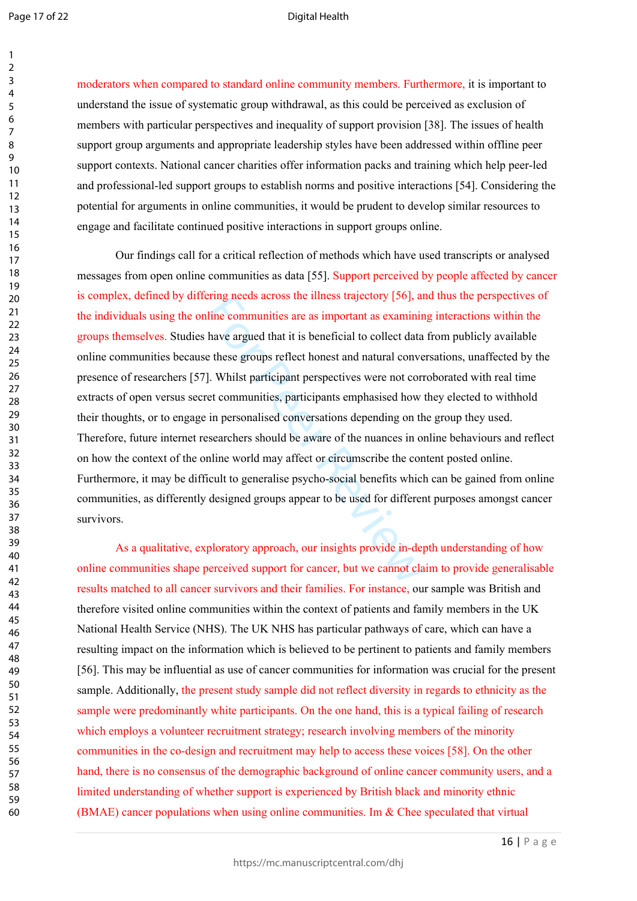moderators when compared to standard online community members. Furthermore, it is important to understand the issue of systematic group withdrawal, as this could be perceived as exclusion of members with particular perspectives and inequality of support provision [38]. The issues of health support group arguments and appropriate leadership styles have been addressed within offline peer support contexts. National cancer charities offer information packs and training which help peer-led and professional-led support groups to establish norms and positive interactions [54]. Considering the potential for arguments in online communities, it would be prudent to develop similar resources to engage and facilitate continued positive interactions in support groups online.

Our findings call for a critical reflection of methods which have used transcripts or analysed messages from open online communities as data [55]. Support perceived by people affected by cancer is complex, defined by differing needs across the illness trajectory [56], and thus the perspectives of the individuals using the online communities are as important as examining interactions within the groups themselves. Studies have argued that it is beneficial to collect data from publicly available online communities because these groups reflect honest and natural conversations, unaffected by the presence of researchers [57]. Whilst participant perspectives were not corroborated with real time extracts of open versus secret communities, participants emphasised how they elected to withhold their thoughts, or to engage in personalised conversations depending on the group they used. Therefore, future internet researchers should be aware of the nuances in online behaviours and reflect on how the context of the online world may affect or circumscribe the content posted online. Furthermore, it may be difficult to generalise psycho-social benefits which can be gained from online communities, as differently designed groups appear to be used for different purposes amongst cancer survivors.

As a qualitative, exploratory approach, our insights provide in-depth understanding of how online communities shape perceived support for cancer, but we cannot claim to provide generalisable results matched to all cancer survivors and their families. For instance, our sample was British and therefore visited online communities within the context of patients and family members in the UK National Health Service (NHS). The UK NHS has particular pathways of care, which can have a resulting impact on the information which is believed to be pertinent to patients and family members [56]. This may be influential as use of cancer communities for information was crucial for the present sample. Additionally, the present study sample did not reflect diversity in regards to ethnicity as the sample were predominantly white participants. On the one hand, this is a typical failing of research which employs a volunteer recruitment strategy; research involving members of the minority communities in the co-design and recruitment may help to access these voices [58]. On the other hand, there is no consensus of the demographic background of online cancer community users, and a limited understanding of whether support is experienced by British black and minority ethnic (BMAE) cancer populations when using online communities. Im & Chee speculated that virtual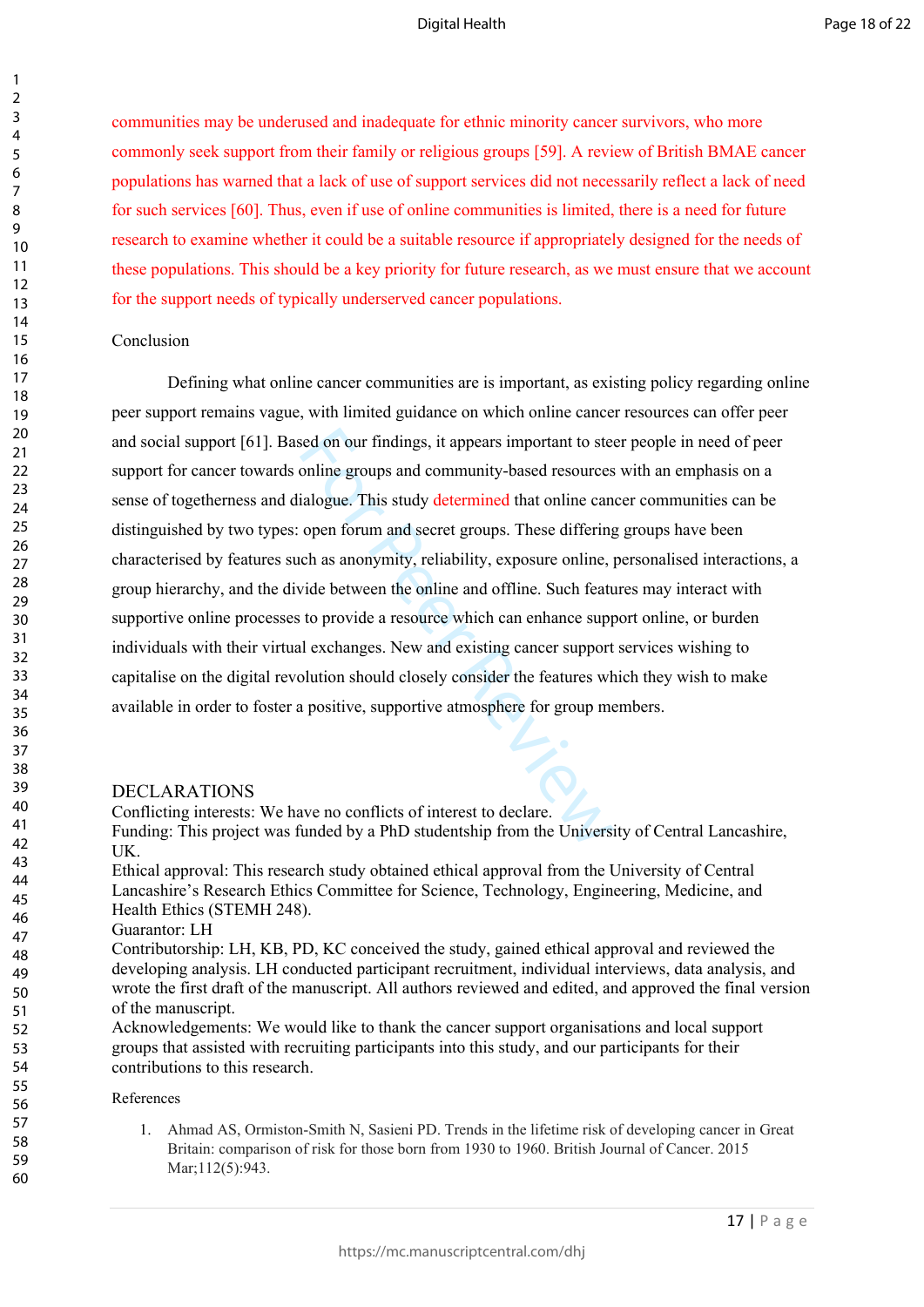communities may be underused and inadequate for ethnic minority cancer survivors, who more commonly seek support from their family or religious groups [59]. A review of British BMAE cancer populations has warned that a lack of use of support services did not necessarily reflect a lack of need for such services [60]. Thus, even if use of online communities is limited, there is a need for future research to examine whether it could be a suitable resource if appropriately designed for the needs of these populations. This should be a key priority for future research, as we must ensure that we account for the support needs of typically underserved cancer populations.

## Conclusion

Defining what online cancer communities are is important, as existing policy regarding online peer support remains vague, with limited guidance on which online cancer resources can offer peer and social support [61]. Based on our findings, it appears important to steer people in need of peer support for cancer towards online groups and community-based resources with an emphasis on a sense of togetherness and dialogue. This study determined that online cancer communities can be distinguished by two types: open forum and secret groups. These differing groups have been characterised by features such as anonymity, reliability, exposure online, personalised interactions, a group hierarchy, and the divide between the online and offline. Such features may interact with supportive online processes to provide a resource which can enhance support online, or burden individuals with their virtual exchanges. New and existing cancer support services wishing to capitalise on the digital revolution should closely consider the features which they wish to make available in order to foster a positive, supportive atmosphere for group members.

## DECLARATIONS

Conflicting interests: We have no conflicts of interest to declare.
Funding: This project was funded by a PhD studentship from the University of Central Lancashire, UK.
Ethical approval: This research study obtained ethical approval from the University of Central Lancashire's Research Ethics Committee for Science, Technology, Engineering, Medicine, and Health Ethics (STEMH 248).
Guarantor: LH
Contributorship: LH, KB, PD, KC conceived the study, gained ethical approval and reviewed the developing analysis. LH conducted participant recruitment, individual interviews, data analysis, and wrote the first draft of the manuscript. All authors reviewed and edited, and approved the final version of the manuscript.
Acknowledgements: We would like to thank the cancer support organisations and local support groups that assisted with recruiting participants into this study, and our participants for their contributions to this research.

## References

1. Ahmad AS, Ormiston-Smith N, Sasieni PD. Trends in the lifetime risk of developing cancer in Great Britain: comparison of risk for those born from 1930 to 1960. British Journal of Cancer. 2015 Mar;112(5):943.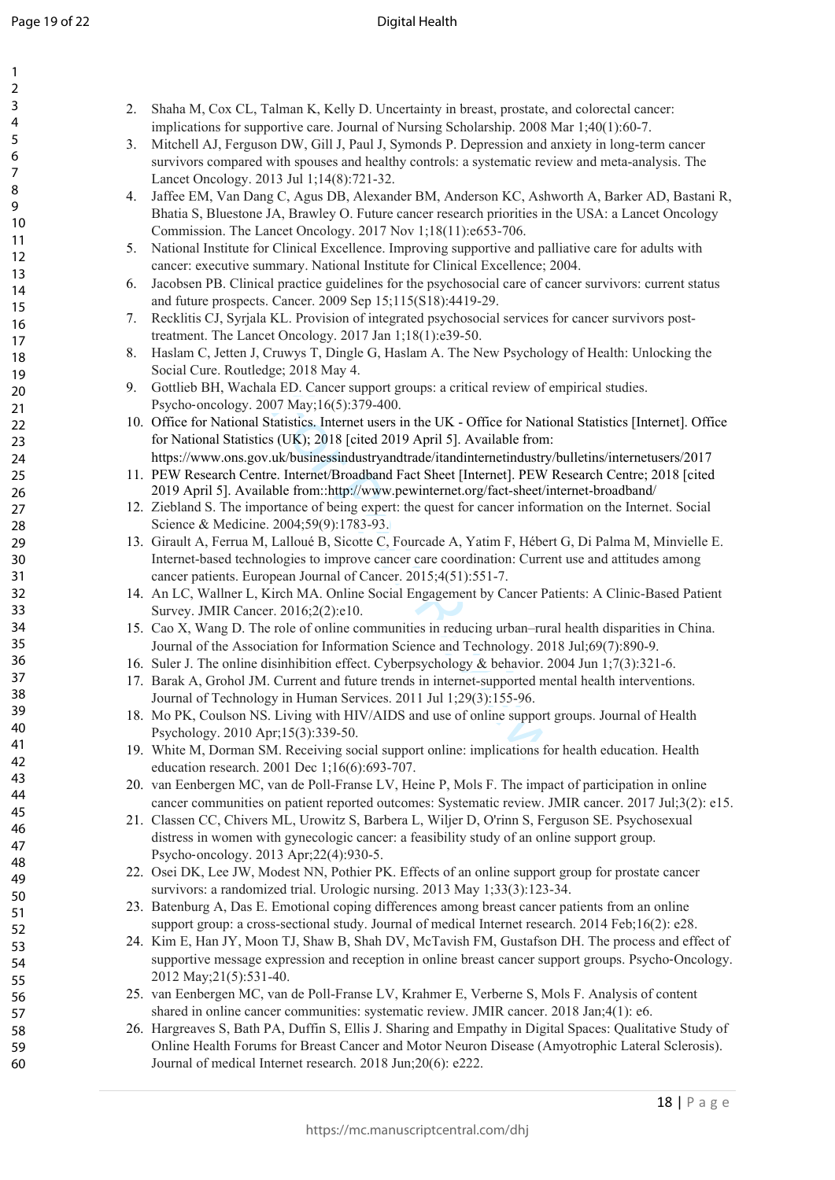2. Shaha M, Cox CL, Talman K, Kelly D. Uncertainty in breast, prostate, and colorectal cancer: implications for supportive care. Journal of Nursing Scholarship. 2008 Mar 1;40(1):60-7.
3. Mitchell AJ, Ferguson DW, Gill J, Paul J, Symonds P. Depression and anxiety in long-term cancer survivors compared with spouses and healthy controls: a systematic review and meta-analysis. The Lancet Oncology. 2013 Jul 1;14(8):721-32.
4. Jaffee EM, Van Dang C, Agus DB, Alexander BM, Anderson KC, Ashworth A, Barker AD, Bastani R, Bhatia S, Bluestone JA, Brawley O. Future cancer research priorities in the USA: a Lancet Oncology Commission. The Lancet Oncology. 2017 Nov 1;18(11):e653-706.
5. National Institute for Clinical Excellence. Improving supportive and palliative care for adults with cancer: executive summary. National Institute for Clinical Excellence; 2004.
6. Jacobsen PB. Clinical practice guidelines for the psychosocial care of cancer survivors: current status and future prospects. Cancer. 2009 Sep 15;115(S18):4419-29.
7. Recklitis CJ, Syrjala KL. Provision of integrated psychosocial services for cancer survivors post-treatment. The Lancet Oncology. 2017 Jan 1;18(1):e39-50.
8. Haslam C, Jetten J, Cruwys T, Dingle G, Haslam A. The New Psychology of Health: Unlocking the Social Cure. Routledge; 2018 May 4.
9. Gottlieb BH, Wachala ED. Cancer support groups: a critical review of empirical studies. Psycho‐oncology. 2007 May;16(5):379-400.
10. Office for National Statistics. Internet users in the UK - Office for National Statistics [Internet]. Office for National Statistics (UK); 2018 [cited 2019 April 5]. Available from: https://www.ons.gov.uk/businessindustryandtrade/itandinternetindustry/bulletins/internetusers/2017
11. PEW Research Centre. Internet/Broadband Fact Sheet [Internet]. PEW Research Centre; 2018 [cited 2019 April 5]. Available from::http://www.pewinternet.org/fact-sheet/internet-broadband/
12. Ziebland S. The importance of being expert: the quest for cancer information on the Internet. Social Science & Medicine. 2004;59(9):1783-93.
13. Girault A, Ferrua M, Lalloué B, Sicotte C, Fourcade A, Yatim F, Hébert G, Di Palma M, Minvielle E. Internet-based technologies to improve cancer care coordination: Current use and attitudes among cancer patients. European Journal of Cancer. 2015;4(51):551-7.
14. An LC, Wallner L, Kirch MA. Online Social Engagement by Cancer Patients: A Clinic-Based Patient Survey. JMIR Cancer. 2016;2(2):e10.
15. Cao X, Wang D. The role of online communities in reducing urban–rural health disparities in China. Journal of the Association for Information Science and Technology. 2018 Jul;69(7):890-9.
16. Suler J. The online disinhibition effect. Cyberpsychology & behavior. 2004 Jun 1;7(3):321-6.
17. Barak A, Grohol JM. Current and future trends in internet-supported mental health interventions. Journal of Technology in Human Services. 2011 Jul 1;29(3):155-96.
18. Mo PK, Coulson NS. Living with HIV/AIDS and use of online support groups. Journal of Health Psychology. 2010 Apr;15(3):339-50.
19. White M, Dorman SM. Receiving social support online: implications for health education. Health education research. 2001 Dec 1;16(6):693-707.
20. van Eenbergen MC, van de Poll-Franse LV, Heine P, Mols F. The impact of participation in online cancer communities on patient reported outcomes: Systematic review. JMIR cancer. 2017 Jul;3(2): e15.
21. Classen CC, Chivers ML, Urowitz S, Barbera L, Wiljer D, O'rinn S, Ferguson SE. Psychosexual distress in women with gynecologic cancer: a feasibility study of an online support group. Psycho‐oncology. 2013 Apr;22(4):930-5.
22. Osei DK, Lee JW, Modest NN, Pothier PK. Effects of an online support group for prostate cancer survivors: a randomized trial. Urologic nursing. 2013 May 1;33(3):123-34.
23. Batenburg A, Das E. Emotional coping differences among breast cancer patients from an online support group: a cross-sectional study. Journal of medical Internet research. 2014 Feb;16(2): e28.
24. Kim E, Han JY, Moon TJ, Shaw B, Shah DV, McTavish FM, Gustafson DH. The process and effect of supportive message expression and reception in online breast cancer support groups. Psycho-Oncology. 2012 May;21(5):531-40.
25. van Eenbergen MC, van de Poll-Franse LV, Krahmer E, Verberne S, Mols F. Analysis of content shared in online cancer communities: systematic review. JMIR cancer. 2018 Jan;4(1): e6.
26. Hargreaves S, Bath PA, Duffin S, Ellis J. Sharing and Empathy in Digital Spaces: Qualitative Study of Online Health Forums for Breast Cancer and Motor Neuron Disease (Amyotrophic Lateral Sclerosis). Journal of medical Internet research. 2018 Jun;20(6): e222.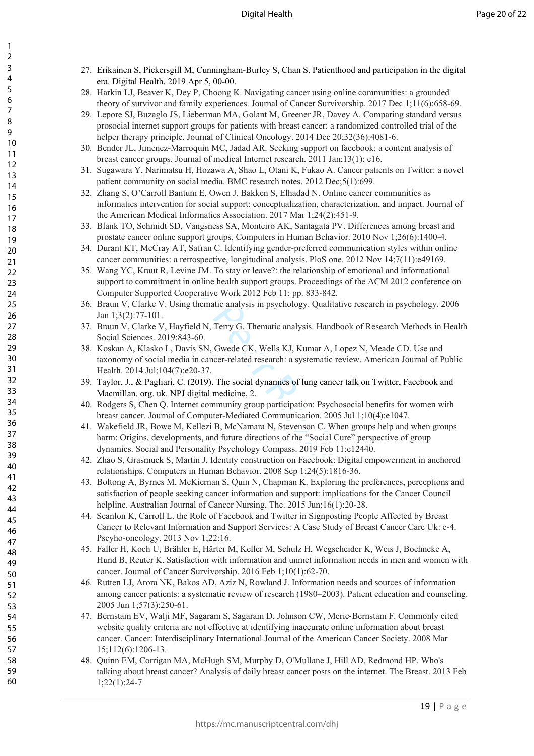27. Erikainen S, Pickersgill M, Cunningham-Burley S, Chan S. Patienthood and participation in the digital era. Digital Health. 2019 Apr 5, 00-00.
28. Harkin LJ, Beaver K, Dey P, Choong K. Navigating cancer using online communities: a grounded theory of survivor and family experiences. Journal of Cancer Survivorship. 2017 Dec 1;11(6):658-69.
29. Lepore SJ, Buzaglo JS, Lieberman MA, Golant M, Greener JR, Davey A. Comparing standard versus prosocial internet support groups for patients with breast cancer: a randomized controlled trial of the helper therapy principle. Journal of Clinical Oncology. 2014 Dec 20;32(36):4081-6.
30. Bender JL, Jimenez-Marroquin MC, Jadad AR. Seeking support on facebook: a content analysis of breast cancer groups. Journal of medical Internet research. 2011 Jan;13(1): e16.
31. Sugawara Y, Narimatsu H, Hozawa A, Shao L, Otani K, Fukao A. Cancer patients on Twitter: a novel patient community on social media. BMC research notes. 2012 Dec;5(1):699.
32. Zhang S, O'Carroll Bantum E, Owen J, Bakken S, Elhadad N. Online cancer communities as informatics intervention for social support: conceptualization, characterization, and impact. Journal of the American Medical Informatics Association. 2017 Mar 1;24(2):451-9.
33. Blank TO, Schmidt SD, Vangsness SA, Monteiro AK, Santagata PV. Differences among breast and prostate cancer online support groups. Computers in Human Behavior. 2010 Nov 1;26(6):1400-4.
34. Durant KT, McCray AT, Safran C. Identifying gender-preferred communication styles within online cancer communities: a retrospective, longitudinal analysis. PloS one. 2012 Nov 14;7(11):e49169.
35. Wang YC, Kraut R, Levine JM. To stay or leave?: the relationship of emotional and informational support to commitment in online health support groups. Proceedings of the ACM 2012 conference on Computer Supported Cooperative Work 2012 Feb 11: pp. 833-842.
36. Braun V, Clarke V. Using thematic analysis in psychology. Qualitative research in psychology. 2006 Jan 1;3(2):77-101.
37. Braun V, Clarke V, Hayfield N, Terry G. Thematic analysis. Handbook of Research Methods in Health Social Sciences. 2019:843-60.
38. Koskan A, Klasko L, Davis SN, Gwede CK, Wells KJ, Kumar A, Lopez N, Meade CD. Use and taxonomy of social media in cancer-related research: a systematic review. American Journal of Public Health. 2014 Jul;104(7):e20-37.
39. Taylor, J., & Pagliari, C. (2019). The social dynamics of lung cancer talk on Twitter, Facebook and Macmillan. org. uk. NPJ digital medicine, 2.
40. Rodgers S, Chen Q. Internet community group participation: Psychosocial benefits for women with breast cancer. Journal of Computer-Mediated Communication. 2005 Jul 1;10(4):e1047.
41. Wakefield JR, Bowe M, Kellezi B, McNamara N, Stevenson C. When groups help and when groups harm: Origins, developments, and future directions of the "Social Cure" perspective of group dynamics. Social and Personality Psychology Compass. 2019 Feb 11:e12440.
42. Zhao S, Grasmuck S, Martin J. Identity construction on Facebook: Digital empowerment in anchored relationships. Computers in Human Behavior. 2008 Sep 1;24(5):1816-36.
43. Boltong A, Byrnes M, McKiernan S, Quin N, Chapman K. Exploring the preferences, perceptions and satisfaction of people seeking cancer information and support: implications for the Cancer Council helpline. Australian Journal of Cancer Nursing, The. 2015 Jun;16(1):20-28.
44. Scanlon K, Carroll L. the Role of Facebook and Twitter in Signposting People Affected by Breast Cancer to Relevant Information and Support Services: A Case Study of Breast Cancer Care Uk: e-4. Pscyho-oncology. 2013 Nov 1;22:16.
45. Faller H, Koch U, Brähler E, Härter M, Keller M, Schulz H, Wegscheider K, Weis J, Boehncke A, Hund B, Reuter K. Satisfaction with information and unmet information needs in men and women with cancer. Journal of Cancer Survivorship. 2016 Feb 1;10(1):62-70.
46. Rutten LJ, Arora NK, Bakos AD, Aziz N, Rowland J. Information needs and sources of information among cancer patients: a systematic review of research (1980–2003). Patient education and counseling. 2005 Jun 1;57(3):250-61.
47. Bernstam EV, Walji MF, Sagaram S, Sagaram D, Johnson CW, Meric‐Bernstam F. Commonly cited website quality criteria are not effective at identifying inaccurate online information about breast cancer. Cancer: Interdisciplinary International Journal of the American Cancer Society. 2008 Mar 15;112(6):1206-13.
48. Quinn EM, Corrigan MA, McHugh SM, Murphy D, O'Mullane J, Hill AD, Redmond HP. Who's talking about breast cancer? Analysis of daily breast cancer posts on the internet. The Breast. 2013 Feb 1;22(1):24-7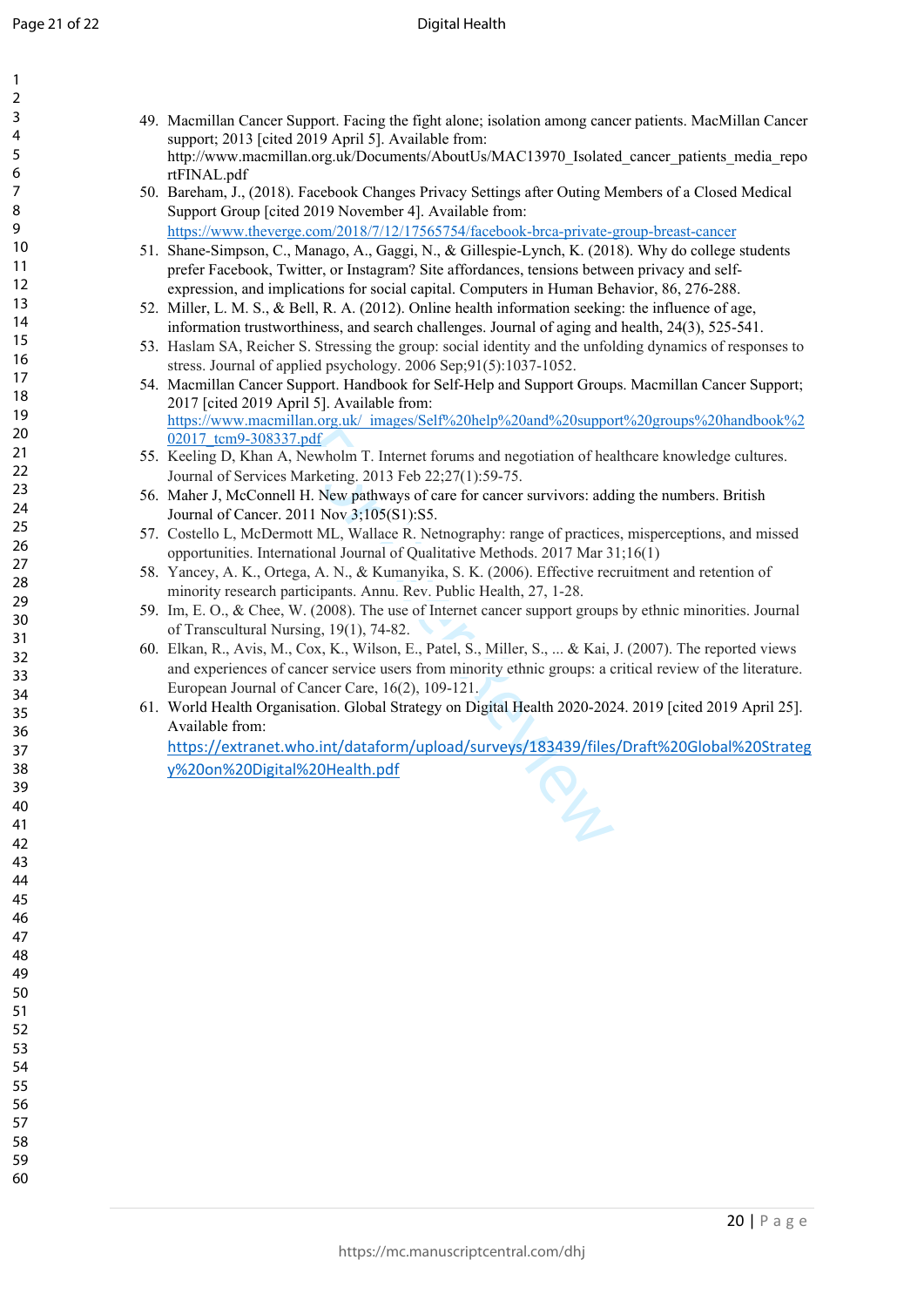49. Macmillan Cancer Support. Facing the fight alone; isolation among cancer patients. MacMillan Cancer support; 2013 [cited 2019 April 5]. Available from: http://www.macmillan.org.uk/Documents/AboutUs/MAC13970_Isolated_cancer_patients_media_reportFINAL.pdf
50. Bareham, J., (2018). Facebook Changes Privacy Settings after Outing Members of a Closed Medical Support Group [cited 2019 November 4]. Available from: https://www.theverge.com/2018/7/12/17565754/facebook-brca-private-group-breast-cancer
51. Shane-Simpson, C., Manago, A., Gaggi, N., & Gillespie-Lynch, K. (2018). Why do college students prefer Facebook, Twitter, or Instagram? Site affordances, tensions between privacy and self-expression, and implications for social capital. Computers in Human Behavior, 86, 276-288.
52. Miller, L. M. S., & Bell, R. A. (2012). Online health information seeking: the influence of age, information trustworthiness, and search challenges. Journal of aging and health, 24(3), 525-541.
53. Haslam SA, Reicher S. Stressing the group: social identity and the unfolding dynamics of responses to stress. Journal of applied psychology. 2006 Sep;91(5):1037-1052.
54. Macmillan Cancer Support. Handbook for Self-Help and Support Groups. Macmillan Cancer Support; 2017 [cited 2019 April 5]. Available from: https://www.macmillan.org.uk/_images/Self%20help%20and%20support%20groups%20handbook%202017_tcm9-308337.pdf
55. Keeling D, Khan A, Newholm T. Internet forums and negotiation of healthcare knowledge cultures. Journal of Services Marketing. 2013 Feb 22;27(1):59-75.
56. Maher J, McConnell H. New pathways of care for cancer survivors: adding the numbers. British Journal of Cancer. 2011 Nov 3;105(S1):S5.
57. Costello L, McDermott ML, Wallace R. Netnography: range of practices, misperceptions, and missed opportunities. International Journal of Qualitative Methods. 2017 Mar 31;16(1)
58. Yancey, A. K., Ortega, A. N., & Kumanyika, S. K. (2006). Effective recruitment and retention of minority research participants. Annu. Rev. Public Health, 27, 1-28.
59. Im, E. O., & Chee, W. (2008). The use of Internet cancer support groups by ethnic minorities. Journal of Transcultural Nursing, 19(1), 74-82.
60. Elkan, R., Avis, M., Cox, K., Wilson, E., Patel, S., Miller, S., ... & Kai, J. (2007). The reported views and experiences of cancer service users from minority ethnic groups: a critical review of the literature. European Journal of Cancer Care, 16(2), 109-121.
61. World Health Organisation. Global Strategy on Digital Health 2020-2024. 2019 [cited 2019 April 25]. Available from: https://extranet.who.int/dataform/upload/surveys/183439/files/Draft%20Global%20Strategy%20on%20Digital%20Health.pdf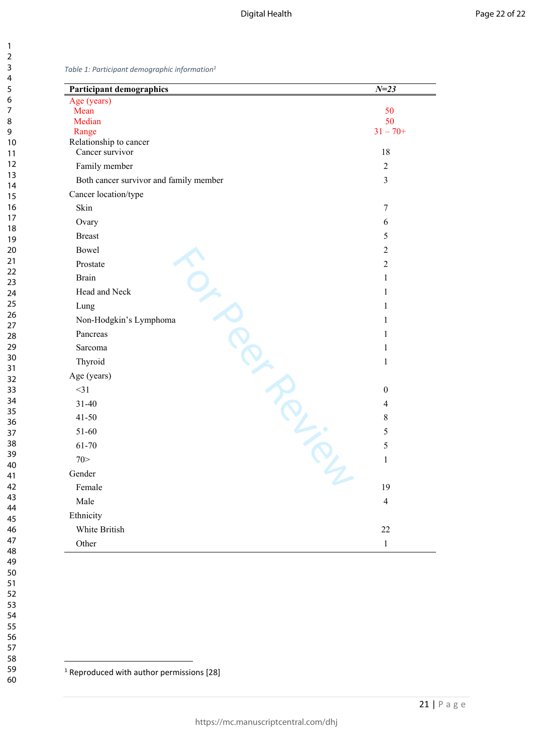*Table 1: Participant demographic information*[1]

| **Participant demographics** | ***N=23*** |
|---|---|
| Age (years) | |
| Mean | 50 |
| Median | 50 |
| Range | 31 – 70+ |
| Relationship to cancer | |
| Cancer survivor | 18 |
| Family member | 2 |
| Both cancer survivor and family member | 3 |
| Cancer location/type | |
| Skin | 7 |
| Ovary | 6 |
| Breast | 5 |
| Bowel | 2 |
| Prostate | 2 |
| Brain | 1 |
| Head and Neck | 1 |
| Lung | 1 |
| Non-Hodgkin's Lymphoma | 1 |
| Pancreas | 1 |
| Sarcoma | 1 |
| Thyroid | 1 |
| Age (years) | |
| <31 | 0 |
| 31-40 | 4 |
| 41-50 | 8 |
| 51-60 | 5 |
| 61-70 | 5 |
| 70> | 1 |
| Gender | |
| Female | 19 |
| Male | 4 |
| Ethnicity | |
| White British | 22 |
| Other | 1 |

[1] Reproduced with author permissions [28]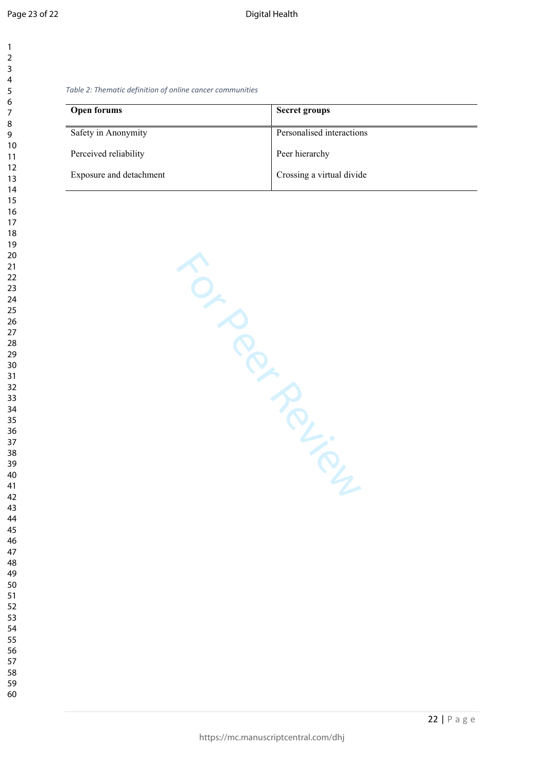*Table 2: Thematic definition of online cancer communities*

| Open forums | Secret groups |
|---|---|
| Safety in Anonymity | Personalised interactions |
| Perceived reliability | Peer hierarchy |
| Exposure and detachment | Crossing a virtual divide |